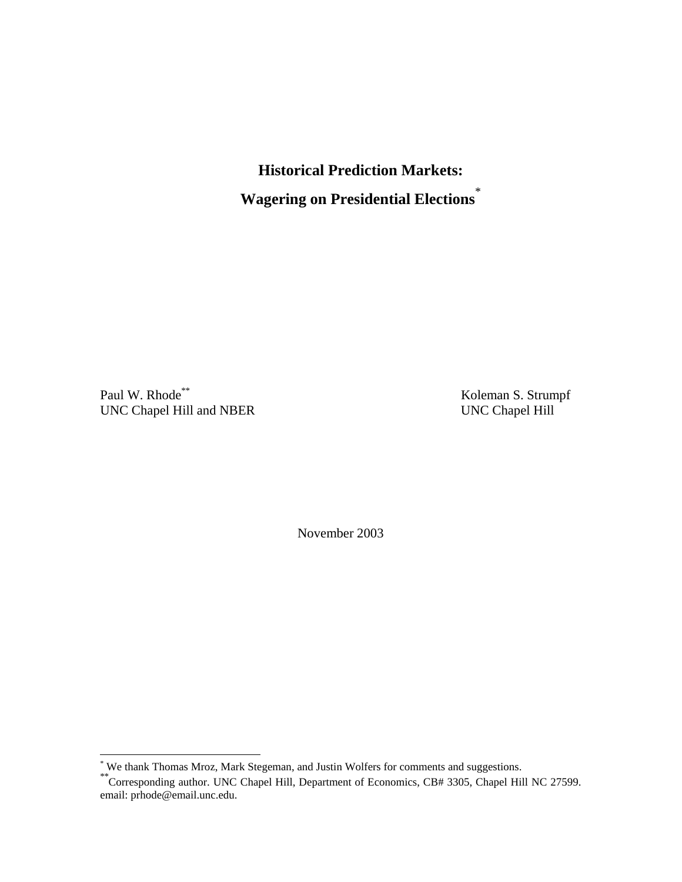# Historical Prediction Markets:

# Wagering on Presidential Elections[*]

Paul W. Rhode[**]
UNC Chapel Hill and NBER

Koleman S. Strumpf
UNC Chapel Hill

November 2003

---

[*] We thank Thomas Mroz, Mark Stegeman, and Justin Wolfers for comments and suggestions.

[**] Corresponding author. UNC Chapel Hill, Department of Economics, CB# 3305, Chapel Hill NC 27599. email: prhode@email.unc.edu.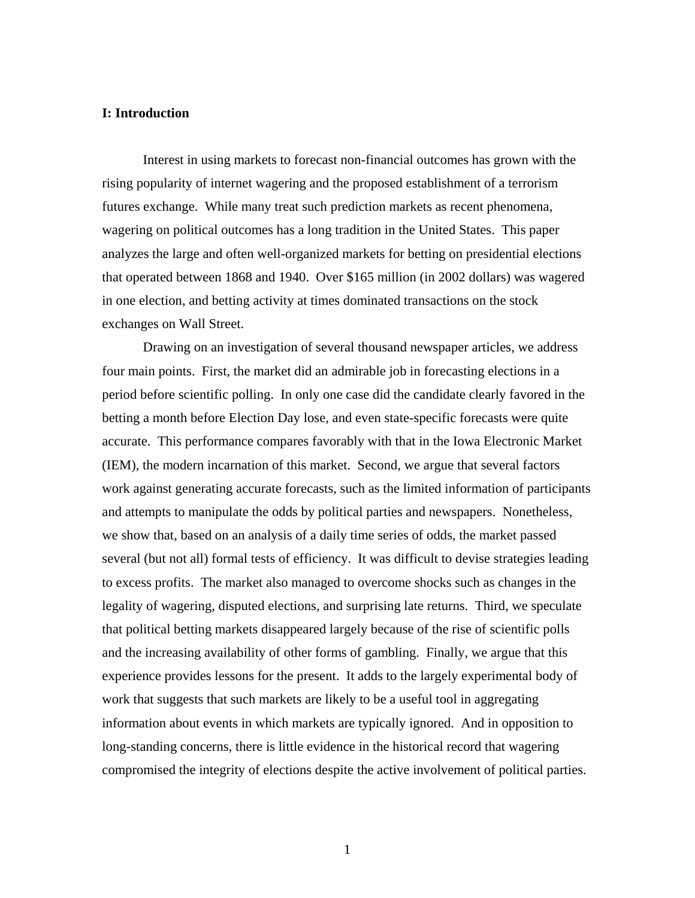## I: Introduction

Interest in using markets to forecast non-financial outcomes has grown with the rising popularity of internet wagering and the proposed establishment of a terrorism futures exchange. While many treat such prediction markets as recent phenomena, wagering on political outcomes has a long tradition in the United States. This paper analyzes the large and often well-organized markets for betting on presidential elections that operated between 1868 and 1940. Over $165 million (in 2002 dollars) was wagered in one election, and betting activity at times dominated transactions on the stock exchanges on Wall Street.

Drawing on an investigation of several thousand newspaper articles, we address four main points. First, the market did an admirable job in forecasting elections in a period before scientific polling. In only one case did the candidate clearly favored in the betting a month before Election Day lose, and even state-specific forecasts were quite accurate. This performance compares favorably with that in the Iowa Electronic Market (IEM), the modern incarnation of this market. Second, we argue that several factors work against generating accurate forecasts, such as the limited information of participants and attempts to manipulate the odds by political parties and newspapers. Nonetheless, we show that, based on an analysis of a daily time series of odds, the market passed several (but not all) formal tests of efficiency. It was difficult to devise strategies leading to excess profits. The market also managed to overcome shocks such as changes in the legality of wagering, disputed elections, and surprising late returns. Third, we speculate that political betting markets disappeared largely because of the rise of scientific polls and the increasing availability of other forms of gambling. Finally, we argue that this experience provides lessons for the present. It adds to the largely experimental body of work that suggests that such markets are likely to be a useful tool in aggregating information about events in which markets are typically ignored. And in opposition to long-standing concerns, there is little evidence in the historical record that wagering compromised the integrity of elections despite the active involvement of political parties.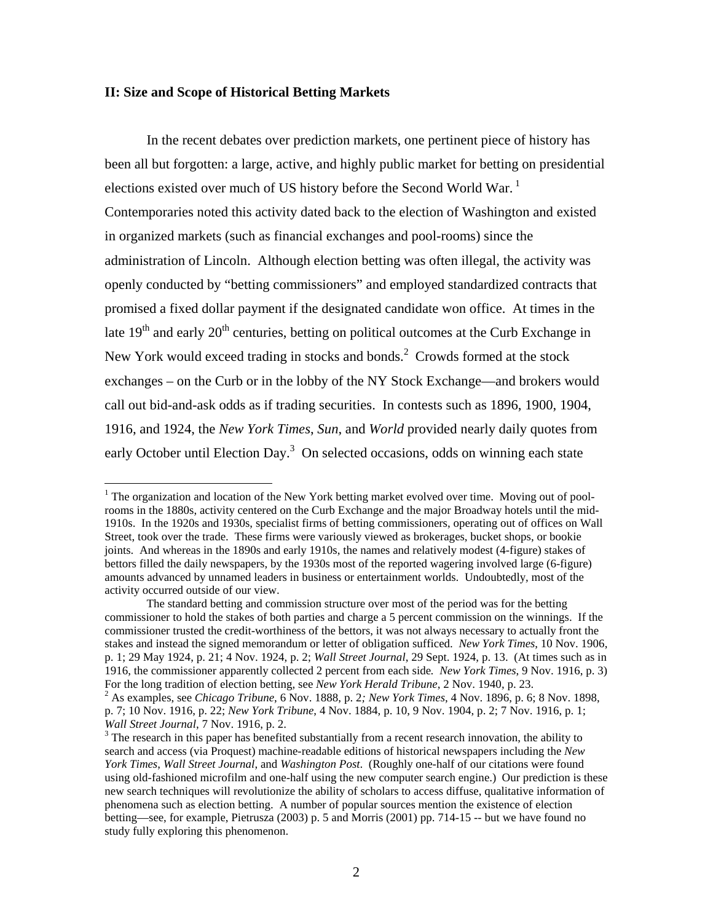## II: Size and Scope of Historical Betting Markets

In the recent debates over prediction markets, one pertinent piece of history has been all but forgotten: a large, active, and highly public market for betting on presidential elections existed over much of US history before the Second World War. [1] Contemporaries noted this activity dated back to the election of Washington and existed in organized markets (such as financial exchanges and pool-rooms) since the administration of Lincoln. Although election betting was often illegal, the activity was openly conducted by "betting commissioners" and employed standardized contracts that promised a fixed dollar payment if the designated candidate won office. At times in the late 19th and early 20th centuries, betting on political outcomes at the Curb Exchange in New York would exceed trading in stocks and bonds.[2] Crowds formed at the stock exchanges – on the Curb or in the lobby of the NY Stock Exchange—and brokers would call out bid-and-ask odds as if trading securities. In contests such as 1896, 1900, 1904, 1916, and 1924, the *New York Times*, *Sun*, and *World* provided nearly daily quotes from early October until Election Day.[3] On selected occasions, odds on winning each state

---

[1] The organization and location of the New York betting market evolved over time. Moving out of pool-rooms in the 1880s, activity centered on the Curb Exchange and the major Broadway hotels until the mid-1910s. In the 1920s and 1930s, specialist firms of betting commissioners, operating out of offices on Wall Street, took over the trade. These firms were variously viewed as brokerages, bucket shops, or bookie joints. And whereas in the 1890s and early 1910s, the names and relatively modest (4-figure) stakes of bettors filled the daily newspapers, by the 1930s most of the reported wagering involved large (6-figure) amounts advanced by unnamed leaders in business or entertainment worlds. Undoubtedly, most of the activity occurred outside of our view.

The standard betting and commission structure over most of the period was for the betting commissioner to hold the stakes of both parties and charge a 5 percent commission on the winnings. If the commissioner trusted the credit-worthiness of the bettors, it was not always necessary to actually front the stakes and instead the signed memorandum or letter of obligation sufficed. *New York Times*, 10 Nov. 1906, p. 1; 29 May 1924, p. 21; 4 Nov. 1924, p. 2; *Wall Street Journal*, 29 Sept. 1924, p. 13. (At times such as in 1916, the commissioner apparently collected 2 percent from each side. *New York Times*, 9 Nov. 1916, p. 3) For the long tradition of election betting, see *New York Herald Tribune*, 2 Nov. 1940, p. 23.

[2] As examples, see *Chicago Tribune*, 6 Nov. 1888, p. 2*; New York Times*, 4 Nov. 1896, p. 6; 8 Nov. 1898, p. 7; 10 Nov. 1916, p. 22; *New York Tribune*, 4 Nov. 1884, p. 10, 9 Nov. 1904, p. 2; 7 Nov. 1916, p. 1; *Wall Street Journal*, 7 Nov. 1916, p. 2.

[3] The research in this paper has benefited substantially from a recent research innovation, the ability to search and access (via Proquest) machine-readable editions of historical newspapers including the *New York Times*, *Wall Street Journal*, and *Washington Post*. (Roughly one-half of our citations were found using old-fashioned microfilm and one-half using the new computer search engine.) Our prediction is these new search techniques will revolutionize the ability of scholars to access diffuse, qualitative information of phenomena such as election betting. A number of popular sources mention the existence of election betting—see, for example, Pietrusza (2003) p. 5 and Morris (2001) pp. 714-15 -- but we have found no study fully exploring this phenomenon.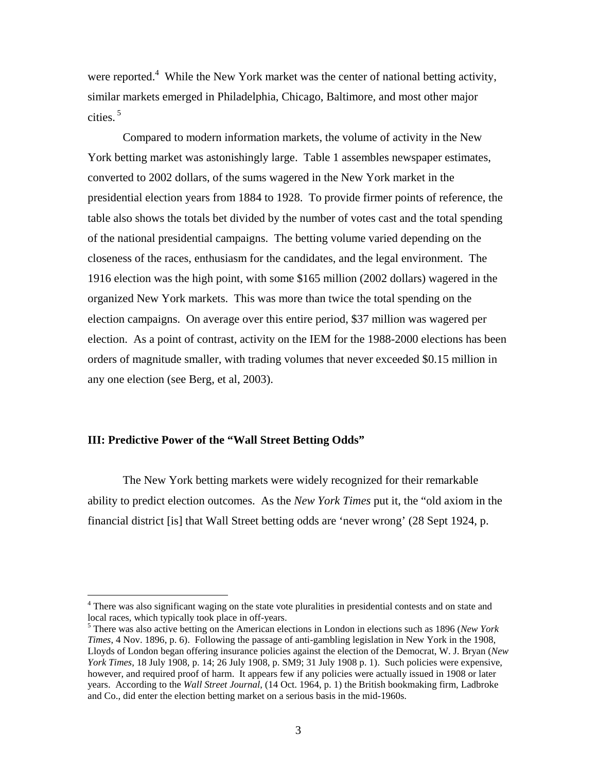were reported.[4] While the New York market was the center of national betting activity, similar markets emerged in Philadelphia, Chicago, Baltimore, and most other major cities.[5]

Compared to modern information markets, the volume of activity in the New York betting market was astonishingly large. Table 1 assembles newspaper estimates, converted to 2002 dollars, of the sums wagered in the New York market in the presidential election years from 1884 to 1928. To provide firmer points of reference, the table also shows the totals bet divided by the number of votes cast and the total spending of the national presidential campaigns. The betting volume varied depending on the closeness of the races, enthusiasm for the candidates, and the legal environment. The 1916 election was the high point, with some $165 million (2002 dollars) wagered in the organized New York markets. This was more than twice the total spending on the election campaigns. On average over this entire period, $37 million was wagered per election. As a point of contrast, activity on the IEM for the 1988-2000 elections has been orders of magnitude smaller, with trading volumes that never exceeded $0.15 million in any one election (see Berg, et al, 2003).

### III: Predictive Power of the "Wall Street Betting Odds"

The New York betting markets were widely recognized for their remarkable ability to predict election outcomes. As the *New York Times* put it, the "old axiom in the financial district [is] that Wall Street betting odds are 'never wrong' (28 Sept 1924, p.

---

[4] There was also significant waging on the state vote pluralities in presidential contests and on state and local races, which typically took place in off-years.

[5] There was also active betting on the American elections in London in elections such as 1896 (*New York Times*, 4 Nov. 1896, p. 6). Following the passage of anti-gambling legislation in New York in the 1908, Lloyds of London began offering insurance policies against the election of the Democrat, W. J. Bryan (*New York Times*, 18 July 1908, p. 14; 26 July 1908, p. SM9; 31 July 1908 p. 1). Such policies were expensive, however, and required proof of harm. It appears few if any policies were actually issued in 1908 or later years. According to the *Wall Street Journal*, (14 Oct. 1964, p. 1) the British bookmaking firm, Ladbroke and Co., did enter the election betting market on a serious basis in the mid-1960s.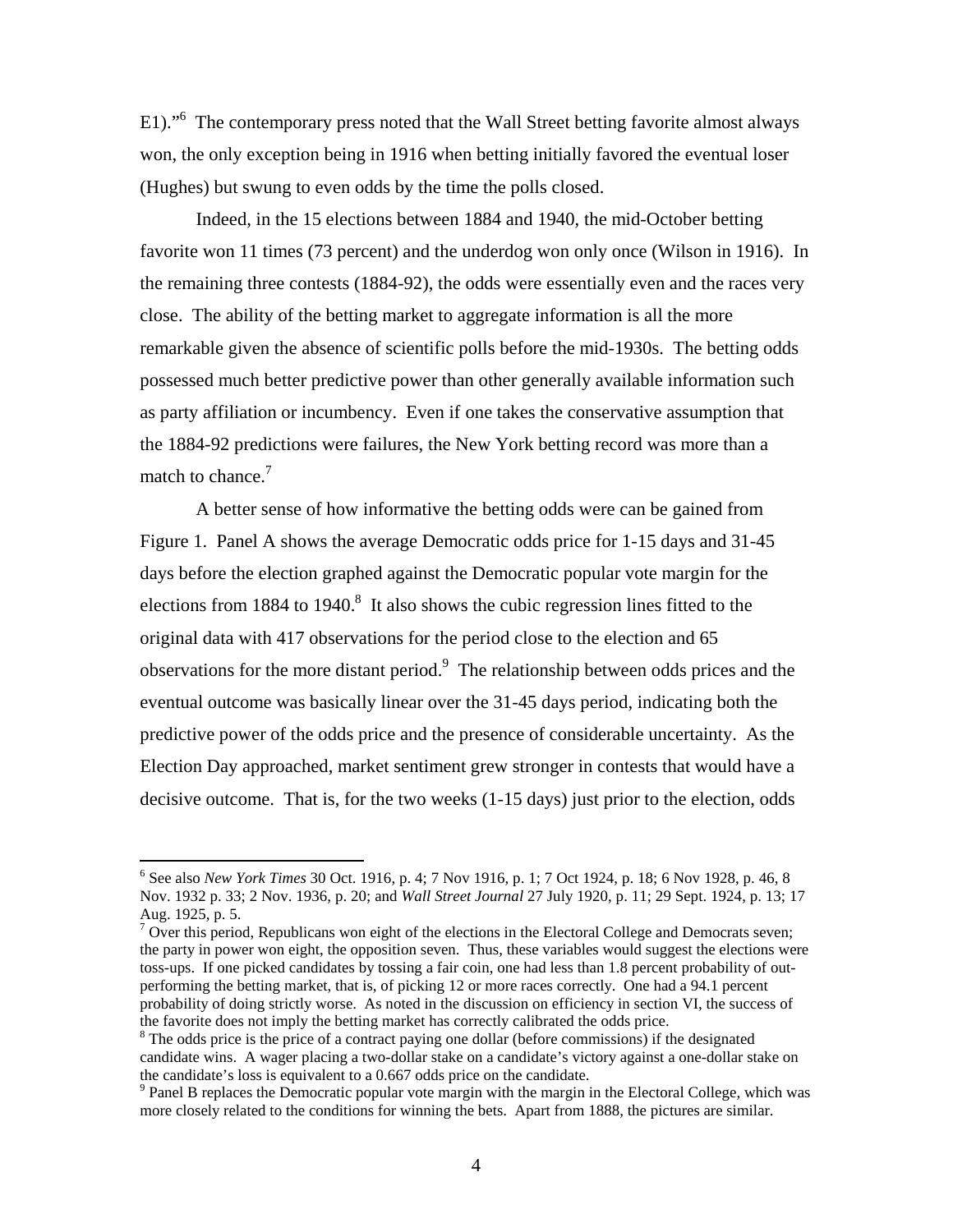E1)."[6] The contemporary press noted that the Wall Street betting favorite almost always won, the only exception being in 1916 when betting initially favored the eventual loser (Hughes) but swung to even odds by the time the polls closed.

Indeed, in the 15 elections between 1884 and 1940, the mid-October betting favorite won 11 times (73 percent) and the underdog won only once (Wilson in 1916). In the remaining three contests (1884-92), the odds were essentially even and the races very close. The ability of the betting market to aggregate information is all the more remarkable given the absence of scientific polls before the mid-1930s. The betting odds possessed much better predictive power than other generally available information such as party affiliation or incumbency. Even if one takes the conservative assumption that the 1884-92 predictions were failures, the New York betting record was more than a match to chance.[7]

A better sense of how informative the betting odds were can be gained from Figure 1. Panel A shows the average Democratic odds price for 1-15 days and 31-45 days before the election graphed against the Democratic popular vote margin for the elections from 1884 to 1940.[8] It also shows the cubic regression lines fitted to the original data with 417 observations for the period close to the election and 65 observations for the more distant period.[9] The relationship between odds prices and the eventual outcome was basically linear over the 31-45 days period, indicating both the predictive power of the odds price and the presence of considerable uncertainty. As the Election Day approached, market sentiment grew stronger in contests that would have a decisive outcome. That is, for the two weeks (1-15 days) just prior to the election, odds

---

[6] See also *New York Times* 30 Oct. 1916, p. 4; 7 Nov 1916, p. 1; 7 Oct 1924, p. 18; 6 Nov 1928, p. 46, 8 Nov. 1932 p. 33; 2 Nov. 1936, p. 20; and *Wall Street Journal* 27 July 1920, p. 11; 29 Sept. 1924, p. 13; 17 Aug. 1925, p. 5.

[7] Over this period, Republicans won eight of the elections in the Electoral College and Democrats seven; the party in power won eight, the opposition seven. Thus, these variables would suggest the elections were toss-ups. If one picked candidates by tossing a fair coin, one had less than 1.8 percent probability of out-performing the betting market, that is, of picking 12 or more races correctly. One had a 94.1 percent probability of doing strictly worse. As noted in the discussion on efficiency in section VI, the success of the favorite does not imply the betting market has correctly calibrated the odds price.

[8] The odds price is the price of a contract paying one dollar (before commissions) if the designated candidate wins. A wager placing a two-dollar stake on a candidate's victory against a one-dollar stake on the candidate's loss is equivalent to a 0.667 odds price on the candidate.

[9] Panel B replaces the Democratic popular vote margin with the margin in the Electoral College, which was more closely related to the conditions for winning the bets. Apart from 1888, the pictures are similar.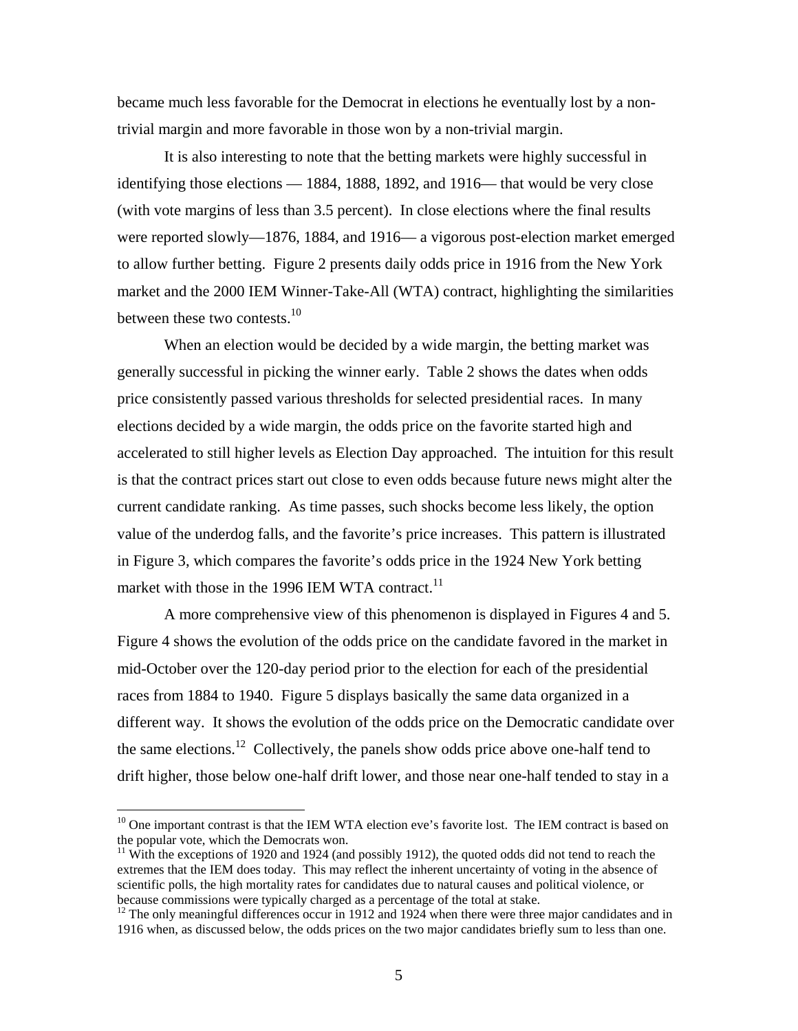became much less favorable for the Democrat in elections he eventually lost by a non-trivial margin and more favorable in those won by a non-trivial margin.

It is also interesting to note that the betting markets were highly successful in identifying those elections — 1884, 1888, 1892, and 1916— that would be very close (with vote margins of less than 3.5 percent). In close elections where the final results were reported slowly—1876, 1884, and 1916— a vigorous post-election market emerged to allow further betting. Figure 2 presents daily odds price in 1916 from the New York market and the 2000 IEM Winner-Take-All (WTA) contract, highlighting the similarities between these two contests.[10]

When an election would be decided by a wide margin, the betting market was generally successful in picking the winner early. Table 2 shows the dates when odds price consistently passed various thresholds for selected presidential races. In many elections decided by a wide margin, the odds price on the favorite started high and accelerated to still higher levels as Election Day approached. The intuition for this result is that the contract prices start out close to even odds because future news might alter the current candidate ranking. As time passes, such shocks become less likely, the option value of the underdog falls, and the favorite's price increases. This pattern is illustrated in Figure 3, which compares the favorite's odds price in the 1924 New York betting market with those in the 1996 IEM WTA contract.[11]

A more comprehensive view of this phenomenon is displayed in Figures 4 and 5. Figure 4 shows the evolution of the odds price on the candidate favored in the market in mid-October over the 120-day period prior to the election for each of the presidential races from 1884 to 1940. Figure 5 displays basically the same data organized in a different way. It shows the evolution of the odds price on the Democratic candidate over the same elections.[12] Collectively, the panels show odds price above one-half tend to drift higher, those below one-half drift lower, and those near one-half tended to stay in a

[10] One important contrast is that the IEM WTA election eve's favorite lost. The IEM contract is based on the popular vote, which the Democrats won.

[11] With the exceptions of 1920 and 1924 (and possibly 1912), the quoted odds did not tend to reach the extremes that the IEM does today. This may reflect the inherent uncertainty of voting in the absence of scientific polls, the high mortality rates for candidates due to natural causes and political violence, or because commissions were typically charged as a percentage of the total at stake.

[12] The only meaningful differences occur in 1912 and 1924 when there were three major candidates and in 1916 when, as discussed below, the odds prices on the two major candidates briefly sum to less than one.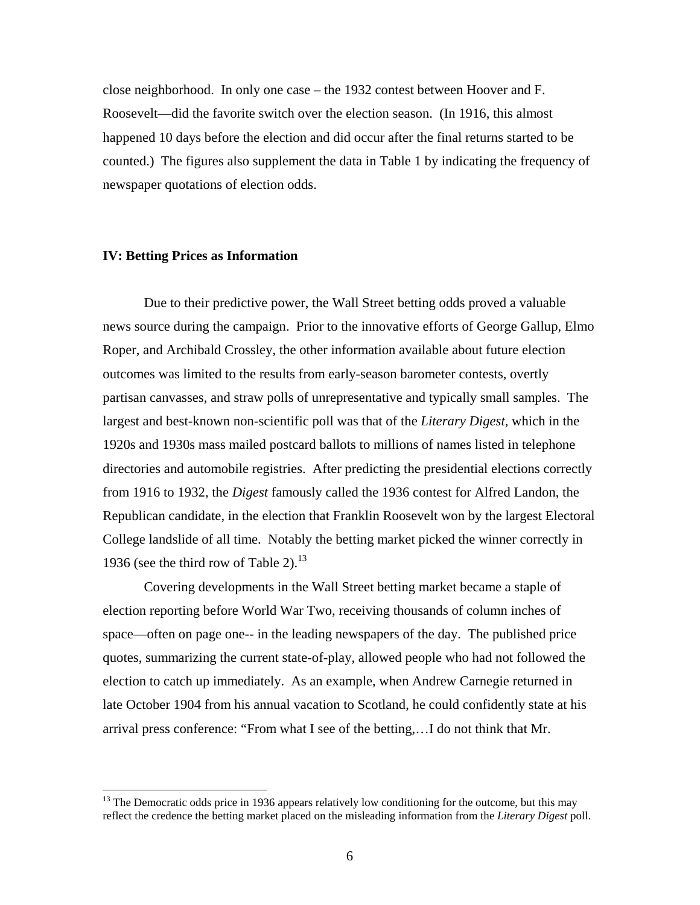close neighborhood. In only one case – the 1932 contest between Hoover and F. Roosevelt—did the favorite switch over the election season. (In 1916, this almost happened 10 days before the election and did occur after the final returns started to be counted.) The figures also supplement the data in Table 1 by indicating the frequency of newspaper quotations of election odds.

## IV: Betting Prices as Information

Due to their predictive power, the Wall Street betting odds proved a valuable news source during the campaign. Prior to the innovative efforts of George Gallup, Elmo Roper, and Archibald Crossley, the other information available about future election outcomes was limited to the results from early-season barometer contests, overtly partisan canvasses, and straw polls of unrepresentative and typically small samples. The largest and best-known non-scientific poll was that of the *Literary Digest*, which in the 1920s and 1930s mass mailed postcard ballots to millions of names listed in telephone directories and automobile registries. After predicting the presidential elections correctly from 1916 to 1932, the *Digest* famously called the 1936 contest for Alfred Landon, the Republican candidate, in the election that Franklin Roosevelt won by the largest Electoral College landslide of all time. Notably the betting market picked the winner correctly in 1936 (see the third row of Table 2).[13]

Covering developments in the Wall Street betting market became a staple of election reporting before World War Two, receiving thousands of column inches of space—often on page one-- in the leading newspapers of the day. The published price quotes, summarizing the current state-of-play, allowed people who had not followed the election to catch up immediately. As an example, when Andrew Carnegie returned in late October 1904 from his annual vacation to Scotland, he could confidently state at his arrival press conference: "From what I see of the betting,…I do not think that Mr.

[13] The Democratic odds price in 1936 appears relatively low conditioning for the outcome, but this may reflect the credence the betting market placed on the misleading information from the *Literary Digest* poll.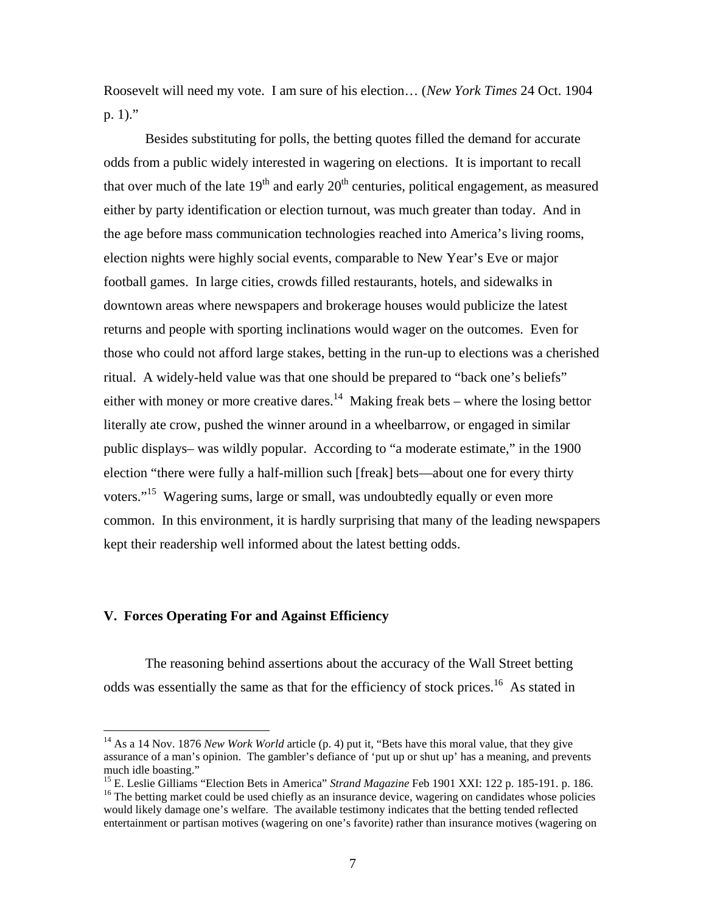Roosevelt will need my vote. I am sure of his election… (*New York Times* 24 Oct. 1904 p. 1)."

Besides substituting for polls, the betting quotes filled the demand for accurate odds from a public widely interested in wagering on elections. It is important to recall that over much of the late 19th and early 20th centuries, political engagement, as measured either by party identification or election turnout, was much greater than today. And in the age before mass communication technologies reached into America's living rooms, election nights were highly social events, comparable to New Year's Eve or major football games. In large cities, crowds filled restaurants, hotels, and sidewalks in downtown areas where newspapers and brokerage houses would publicize the latest returns and people with sporting inclinations would wager on the outcomes. Even for those who could not afford large stakes, betting in the run-up to elections was a cherished ritual. A widely-held value was that one should be prepared to "back one's beliefs" either with money or more creative dares.[14] Making freak bets – where the losing bettor literally ate crow, pushed the winner around in a wheelbarrow, or engaged in similar public displays– was wildly popular. According to "a moderate estimate," in the 1900 election "there were fully a half-million such [freak] bets—about one for every thirty voters."[15] Wagering sums, large or small, was undoubtedly equally or even more common. In this environment, it is hardly surprising that many of the leading newspapers kept their readership well informed about the latest betting odds.

## V. Forces Operating For and Against Efficiency

The reasoning behind assertions about the accuracy of the Wall Street betting odds was essentially the same as that for the efficiency of stock prices.[16] As stated in

---

[14] As a 14 Nov. 1876 *New Work World* article (p. 4) put it, "Bets have this moral value, that they give assurance of a man's opinion. The gambler's defiance of 'put up or shut up' has a meaning, and prevents much idle boasting."

[15] E. Leslie Gilliams "Election Bets in America" *Strand Magazine* Feb 1901 XXI: 122 p. 185-191. p. 186.

[16] The betting market could be used chiefly as an insurance device, wagering on candidates whose policies would likely damage one's welfare. The available testimony indicates that the betting tended reflected entertainment or partisan motives (wagering on one's favorite) rather than insurance motives (wagering on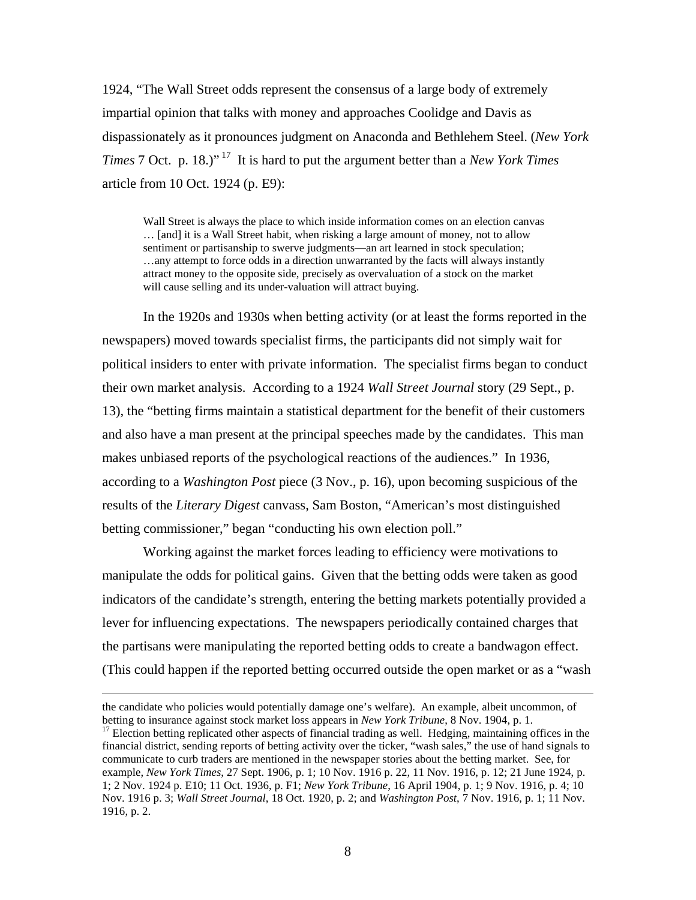1924, "The Wall Street odds represent the consensus of a large body of extremely impartial opinion that talks with money and approaches Coolidge and Davis as dispassionately as it pronounces judgment on Anaconda and Bethlehem Steel. (*New York Times* 7 Oct. p. 18.)"[17] It is hard to put the argument better than a *New York Times* article from 10 Oct. 1924 (p. E9):

> Wall Street is always the place to which inside information comes on an election canvas … [and] it is a Wall Street habit, when risking a large amount of money, not to allow sentiment or partisanship to swerve judgments—an art learned in stock speculation; …any attempt to force odds in a direction unwarranted by the facts will always instantly attract money to the opposite side, precisely as overvaluation of a stock on the market will cause selling and its under-valuation will attract buying.

In the 1920s and 1930s when betting activity (or at least the forms reported in the newspapers) moved towards specialist firms, the participants did not simply wait for political insiders to enter with private information. The specialist firms began to conduct their own market analysis. According to a 1924 *Wall Street Journal* story (29 Sept., p. 13), the "betting firms maintain a statistical department for the benefit of their customers and also have a man present at the principal speeches made by the candidates. This man makes unbiased reports of the psychological reactions of the audiences." In 1936, according to a *Washington Post* piece (3 Nov., p. 16), upon becoming suspicious of the results of the *Literary Digest* canvass, Sam Boston, "American's most distinguished betting commissioner," began "conducting his own election poll."

Working against the market forces leading to efficiency were motivations to manipulate the odds for political gains. Given that the betting odds were taken as good indicators of the candidate's strength, entering the betting markets potentially provided a lever for influencing expectations. The newspapers periodically contained charges that the partisans were manipulating the reported betting odds to create a bandwagon effect. (This could happen if the reported betting occurred outside the open market or as a "wash

---

the candidate who policies would potentially damage one's welfare). An example, albeit uncommon, of betting to insurance against stock market loss appears in *New York Tribune*, 8 Nov. 1904, p. 1.

[17] Election betting replicated other aspects of financial trading as well. Hedging, maintaining offices in the financial district, sending reports of betting activity over the ticker, "wash sales," the use of hand signals to communicate to curb traders are mentioned in the newspaper stories about the betting market. See, for example, *New York Times*, 27 Sept. 1906, p. 1; 10 Nov. 1916 p. 22, 11 Nov. 1916, p. 12; 21 June 1924, p. 1; 2 Nov. 1924 p. E10; 11 Oct. 1936, p. F1; *New York Tribune*, 16 April 1904, p. 1; 9 Nov. 1916, p. 4; 10 Nov. 1916 p. 3; *Wall Street Journal*, 18 Oct. 1920, p. 2; and *Washington Post*, 7 Nov. 1916, p. 1; 11 Nov. 1916, p. 2.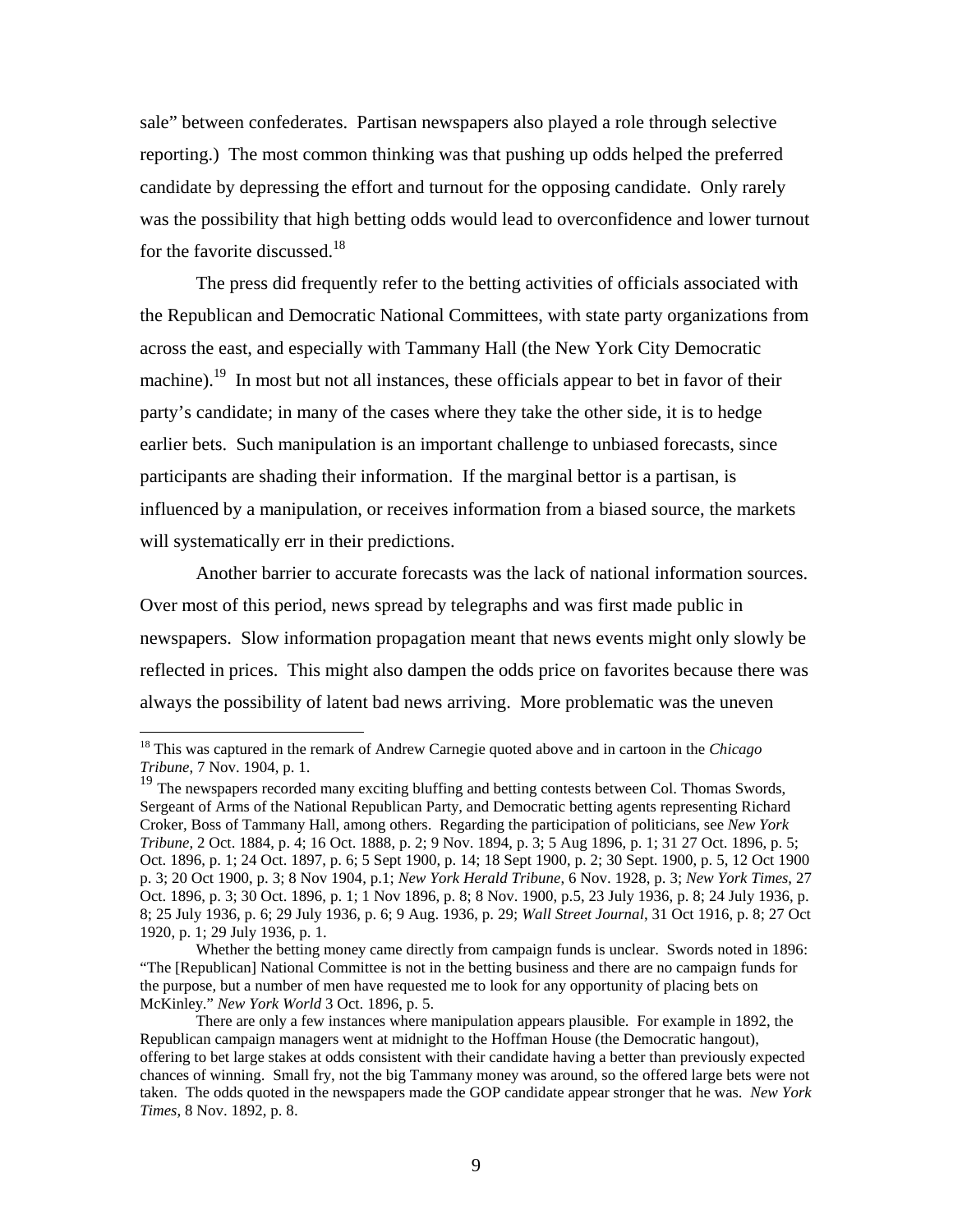sale" between confederates. Partisan newspapers also played a role through selective reporting.) The most common thinking was that pushing up odds helped the preferred candidate by depressing the effort and turnout for the opposing candidate. Only rarely was the possibility that high betting odds would lead to overconfidence and lower turnout for the favorite discussed.[18]

The press did frequently refer to the betting activities of officials associated with the Republican and Democratic National Committees, with state party organizations from across the east, and especially with Tammany Hall (the New York City Democratic machine).[19] In most but not all instances, these officials appear to bet in favor of their party's candidate; in many of the cases where they take the other side, it is to hedge earlier bets. Such manipulation is an important challenge to unbiased forecasts, since participants are shading their information. If the marginal bettor is a partisan, is influenced by a manipulation, or receives information from a biased source, the markets will systematically err in their predictions.

Another barrier to accurate forecasts was the lack of national information sources. Over most of this period, news spread by telegraphs and was first made public in newspapers. Slow information propagation meant that news events might only slowly be reflected in prices. This might also dampen the odds price on favorites because there was always the possibility of latent bad news arriving. More problematic was the uneven

---

[18] This was captured in the remark of Andrew Carnegie quoted above and in cartoon in the *Chicago Tribune*, 7 Nov. 1904, p. 1.

[19] The newspapers recorded many exciting bluffing and betting contests between Col. Thomas Swords, Sergeant of Arms of the National Republican Party, and Democratic betting agents representing Richard Croker, Boss of Tammany Hall, among others. Regarding the participation of politicians, see *New York Tribune*, 2 Oct. 1884, p. 4; 16 Oct. 1888, p. 2; 9 Nov. 1894, p. 3; 5 Aug 1896, p. 1; 31 27 Oct. 1896, p. 5; Oct. 1896, p. 1; 24 Oct. 1897, p. 6; 5 Sept 1900, p. 14; 18 Sept 1900, p. 2; 30 Sept. 1900, p. 5, 12 Oct 1900 p. 3; 20 Oct 1900, p. 3; 8 Nov 1904, p.1; *New York Herald Tribune*, 6 Nov. 1928, p. 3; *New York Times*, 27 Oct. 1896, p. 3; 30 Oct. 1896, p. 1; 1 Nov 1896, p. 8; 8 Nov. 1900, p.5, 23 July 1936, p. 8; 24 July 1936, p. 8; 25 July 1936, p. 6; 29 July 1936, p. 6; 9 Aug. 1936, p. 29; *Wall Street Journal*, 31 Oct 1916, p. 8; 27 Oct 1920, p. 1; 29 July 1936, p. 1.

Whether the betting money came directly from campaign funds is unclear. Swords noted in 1896: "The [Republican] National Committee is not in the betting business and there are no campaign funds for the purpose, but a number of men have requested me to look for any opportunity of placing bets on McKinley." *New York World* 3 Oct. 1896, p. 5.

There are only a few instances where manipulation appears plausible. For example in 1892, the Republican campaign managers went at midnight to the Hoffman House (the Democratic hangout), offering to bet large stakes at odds consistent with their candidate having a better than previously expected chances of winning. Small fry, not the big Tammany money was around, so the offered large bets were not taken. The odds quoted in the newspapers made the GOP candidate appear stronger that he was. *New York Times*, 8 Nov. 1892, p. 8.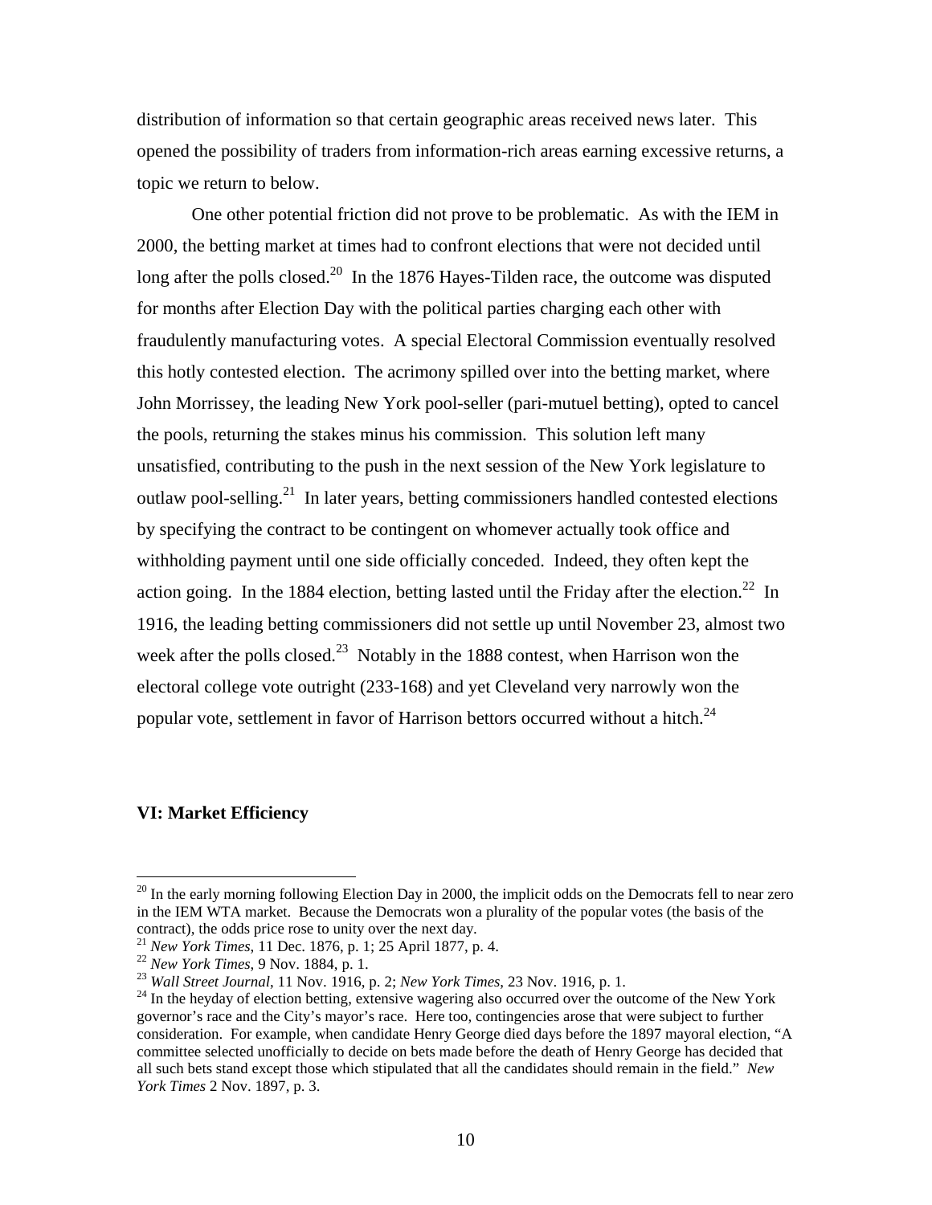distribution of information so that certain geographic areas received news later. This opened the possibility of traders from information-rich areas earning excessive returns, a topic we return to below.

One other potential friction did not prove to be problematic. As with the IEM in 2000, the betting market at times had to confront elections that were not decided until long after the polls closed.[20] In the 1876 Hayes-Tilden race, the outcome was disputed for months after Election Day with the political parties charging each other with fraudulently manufacturing votes. A special Electoral Commission eventually resolved this hotly contested election. The acrimony spilled over into the betting market, where John Morrissey, the leading New York pool-seller (pari-mutuel betting), opted to cancel the pools, returning the stakes minus his commission. This solution left many unsatisfied, contributing to the push in the next session of the New York legislature to outlaw pool-selling.[21] In later years, betting commissioners handled contested elections by specifying the contract to be contingent on whomever actually took office and withholding payment until one side officially conceded. Indeed, they often kept the action going. In the 1884 election, betting lasted until the Friday after the election.[22] In 1916, the leading betting commissioners did not settle up until November 23, almost two week after the polls closed.[23] Notably in the 1888 contest, when Harrison won the electoral college vote outright (233-168) and yet Cleveland very narrowly won the popular vote, settlement in favor of Harrison bettors occurred without a hitch.[24]

## VI: Market Efficiency

[20] In the early morning following Election Day in 2000, the implicit odds on the Democrats fell to near zero in the IEM WTA market. Because the Democrats won a plurality of the popular votes (the basis of the contract), the odds price rose to unity over the next day.

[21] *New York Times*, 11 Dec. 1876, p. 1; 25 April 1877, p. 4.

[22] *New York Times*, 9 Nov. 1884, p. 1.

[23] *Wall Street Journal*, 11 Nov. 1916, p. 2; *New York Times*, 23 Nov. 1916, p. 1.

[24] In the heyday of election betting, extensive wagering also occurred over the outcome of the New York governor's race and the City's mayor's race. Here too, contingencies arose that were subject to further consideration. For example, when candidate Henry George died days before the 1897 mayoral election, "A committee selected unofficially to decide on bets made before the death of Henry George has decided that all such bets stand except those which stipulated that all the candidates should remain in the field." *New York Times* 2 Nov. 1897, p. 3.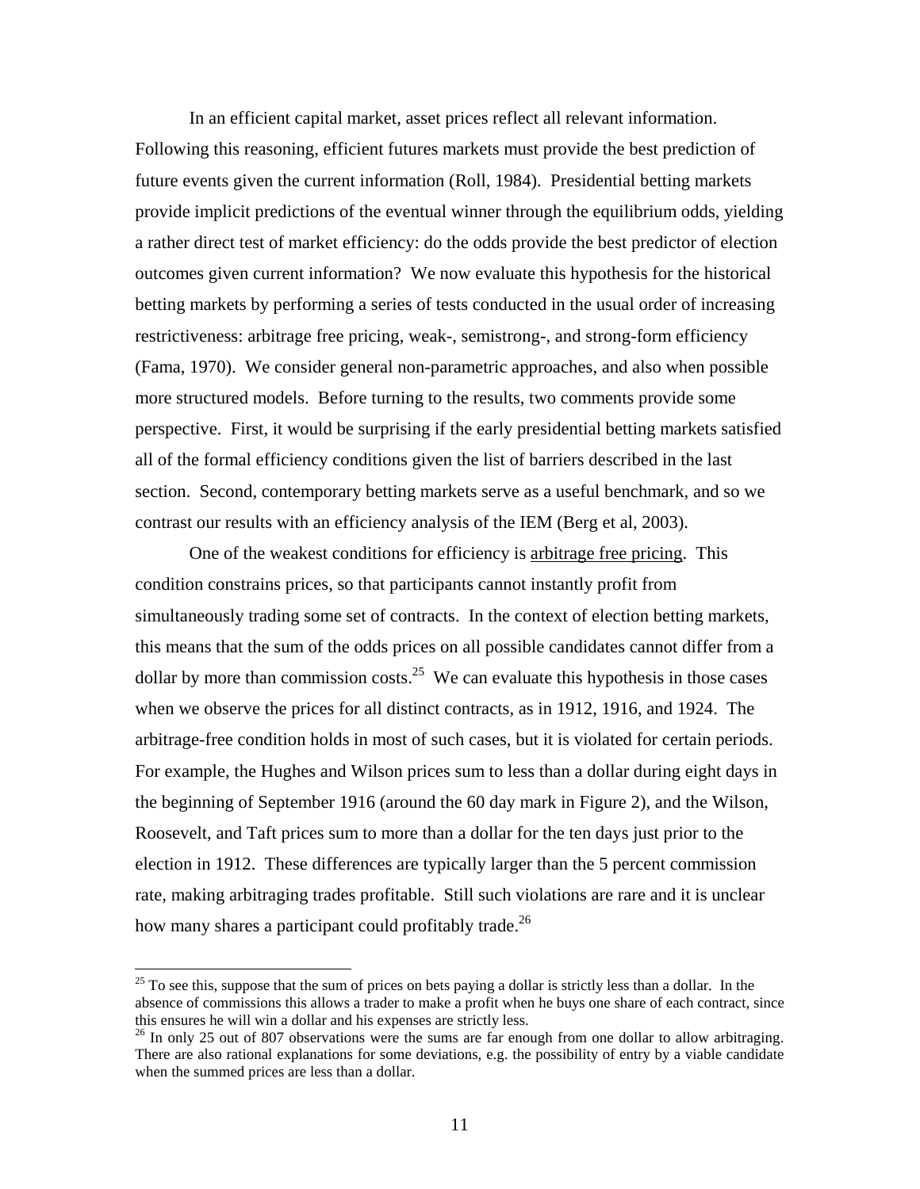In an efficient capital market, asset prices reflect all relevant information. Following this reasoning, efficient futures markets must provide the best prediction of future events given the current information (Roll, 1984). Presidential betting markets provide implicit predictions of the eventual winner through the equilibrium odds, yielding a rather direct test of market efficiency: do the odds provide the best predictor of election outcomes given current information? We now evaluate this hypothesis for the historical betting markets by performing a series of tests conducted in the usual order of increasing restrictiveness: arbitrage free pricing, weak-, semistrong-, and strong-form efficiency (Fama, 1970). We consider general non-parametric approaches, and also when possible more structured models. Before turning to the results, two comments provide some perspective. First, it would be surprising if the early presidential betting markets satisfied all of the formal efficiency conditions given the list of barriers described in the last section. Second, contemporary betting markets serve as a useful benchmark, and so we contrast our results with an efficiency analysis of the IEM (Berg et al, 2003).

One of the weakest conditions for efficiency is <u>arbitrage free pricing</u>. This condition constrains prices, so that participants cannot instantly profit from simultaneously trading some set of contracts. In the context of election betting markets, this means that the sum of the odds prices on all possible candidates cannot differ from a dollar by more than commission costs.[25] We can evaluate this hypothesis in those cases when we observe the prices for all distinct contracts, as in 1912, 1916, and 1924. The arbitrage-free condition holds in most of such cases, but it is violated for certain periods. For example, the Hughes and Wilson prices sum to less than a dollar during eight days in the beginning of September 1916 (around the 60 day mark in Figure 2), and the Wilson, Roosevelt, and Taft prices sum to more than a dollar for the ten days just prior to the election in 1912. These differences are typically larger than the 5 percent commission rate, making arbitraging trades profitable. Still such violations are rare and it is unclear how many shares a participant could profitably trade.[26]

---

[25] To see this, suppose that the sum of prices on bets paying a dollar is strictly less than a dollar. In the absence of commissions this allows a trader to make a profit when he buys one share of each contract, since this ensures he will win a dollar and his expenses are strictly less.

[26] In only 25 out of 807 observations were the sums are far enough from one dollar to allow arbitraging. There are also rational explanations for some deviations, e.g. the possibility of entry by a viable candidate when the summed prices are less than a dollar.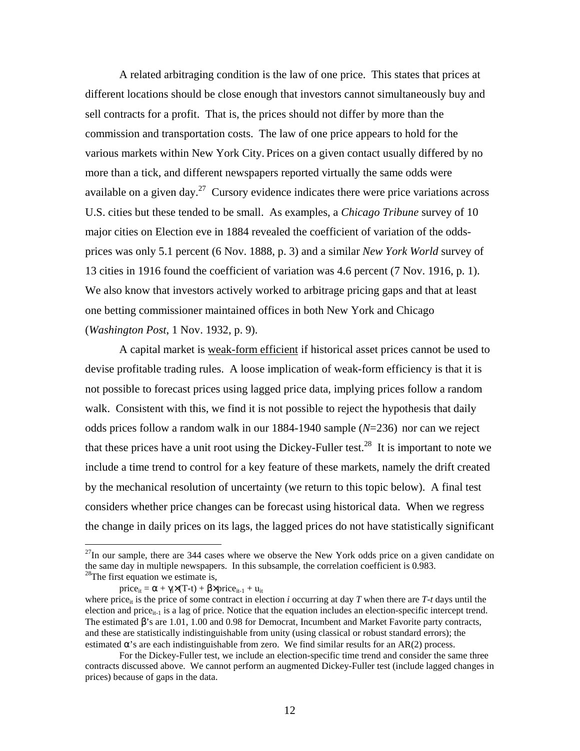A related arbitraging condition is the law of one price. This states that prices at different locations should be close enough that investors cannot simultaneously buy and sell contracts for a profit. That is, the prices should not differ by more than the commission and transportation costs. The law of one price appears to hold for the various markets within New York City. Prices on a given contact usually differed by no more than a tick, and different newspapers reported virtually the same odds were available on a given day.[27] Cursory evidence indicates there were price variations across U.S. cities but these tended to be small. As examples, a *Chicago Tribune* survey of 10 major cities on Election eve in 1884 revealed the coefficient of variation of the odds-prices was only 5.1 percent (6 Nov. 1888, p. 3) and a similar *New York World* survey of 13 cities in 1916 found the coefficient of variation was 4.6 percent (7 Nov. 1916, p. 1). We also know that investors actively worked to arbitrage pricing gaps and that at least one betting commissioner maintained offices in both New York and Chicago (*Washington Post*, 1 Nov. 1932, p. 9).

A capital market is weak-form efficient if historical asset prices cannot be used to devise profitable trading rules. A loose implication of weak-form efficiency is that it is not possible to forecast prices using lagged price data, implying prices follow a random walk. Consistent with this, we find it is not possible to reject the hypothesis that daily odds prices follow a random walk in our 1884-1940 sample ($N$=236) nor can we reject that these prices have a unit root using the Dickey-Fuller test.[28] It is important to note we include a time trend to control for a key feature of these markets, namely the drift created by the mechanical resolution of uncertainty (we return to this topic below). A final test considers whether price changes can be forecast using historical data. When we regress the change in daily prices on its lags, the lagged prices do not have statistically significant

---

[27]In our sample, there are 344 cases where we observe the New York odds price on a given candidate on the same day in multiple newspapers. In this subsample, the correlation coefficient is 0.983.

[28]The first equation we estimate is,

$$\text{price}_{it} = \alpha + \gamma_i \times (T\text{-}t) + \beta \times \text{price}_{it-1} + u_{it}$$

where $\text{price}_{it}$ is the price of some contract in election $i$ occurring at day $T$ when there are $T$-$t$ days until the election and $\text{price}_{it-1}$ is a lag of price. Notice that the equation includes an election-specific intercept trend. The estimated $\beta$'s are 1.01, 1.00 and 0.98 for Democrat, Incumbent and Market Favorite party contracts, and these are statistically indistinguishable from unity (using classical or robust standard errors); the estimated $\alpha$'s are each indistinguishable from zero. We find similar results for an AR(2) process.

For the Dickey-Fuller test, we include an election-specific time trend and consider the same three contracts discussed above. We cannot perform an augmented Dickey-Fuller test (include lagged changes in prices) because of gaps in the data.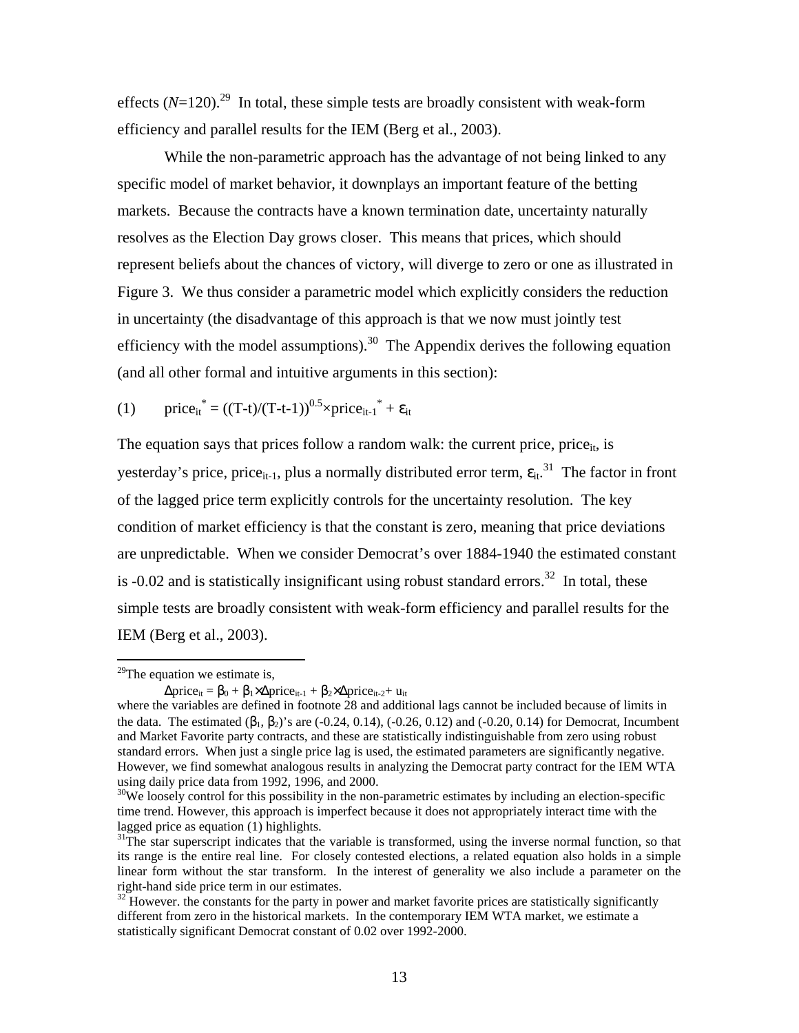effects ($N$=120).[29] In total, these simple tests are broadly consistent with weak-form efficiency and parallel results for the IEM (Berg et al., 2003).

While the non-parametric approach has the advantage of not being linked to any specific model of market behavior, it downplays an important feature of the betting markets. Because the contracts have a known termination date, uncertainty naturally resolves as the Election Day grows closer. This means that prices, which should represent beliefs about the chances of victory, will diverge to zero or one as illustrated in Figure 3. We thus consider a parametric model which explicitly considers the reduction in uncertainty (the disadvantage of this approach is that we now must jointly test efficiency with the model assumptions).[30] The Appendix derives the following equation (and all other formal and intuitive arguments in this section):

$$\text{(1)} \qquad \text{price}_{it}^{*} = ((T-t)/(T-t-1))^{0.5} \times \text{price}_{it-1}^{*} + \varepsilon_{it}$$

The equation says that prices follow a random walk: the current price, $\text{price}_{it}$, is yesterday's price, $\text{price}_{it-1}$, plus a normally distributed error term, $\varepsilon_{it}$.[31] The factor in front of the lagged price term explicitly controls for the uncertainty resolution. The key condition of market efficiency is that the constant is zero, meaning that price deviations are unpredictable. When we consider Democrat's over 1884-1940 the estimated constant is -0.02 and is statistically insignificant using robust standard errors.[32] In total, these simple tests are broadly consistent with weak-form efficiency and parallel results for the IEM (Berg et al., 2003).

---

[29]The equation we estimate is,

$$\Delta\text{price}_{it} = \beta_0 + \beta_1 \times \Delta\text{price}_{it-1} + \beta_2 \times \Delta\text{price}_{it-2} + u_{it}$$

where the variables are defined in footnote 28 and additional lags cannot be included because of limits in the data. The estimated ($\beta_1$, $\beta_2$)'s are (-0.24, 0.14), (-0.26, 0.12) and (-0.20, 0.14) for Democrat, Incumbent and Market Favorite party contracts, and these are statistically indistinguishable from zero using robust standard errors. When just a single price lag is used, the estimated parameters are significantly negative. However, we find somewhat analogous results in analyzing the Democrat party contract for the IEM WTA using daily price data from 1992, 1996, and 2000.

[30]We loosely control for this possibility in the non-parametric estimates by including an election-specific time trend. However, this approach is imperfect because it does not appropriately interact time with the lagged price as equation (1) highlights.

[31]The star superscript indicates that the variable is transformed, using the inverse normal function, so that its range is the entire real line. For closely contested elections, a related equation also holds in a simple linear form without the star transform. In the interest of generality we also include a parameter on the right-hand side price term in our estimates.

[32] However. the constants for the party in power and market favorite prices are statistically significantly different from zero in the historical markets. In the contemporary IEM WTA market, we estimate a statistically significant Democrat constant of 0.02 over 1992-2000.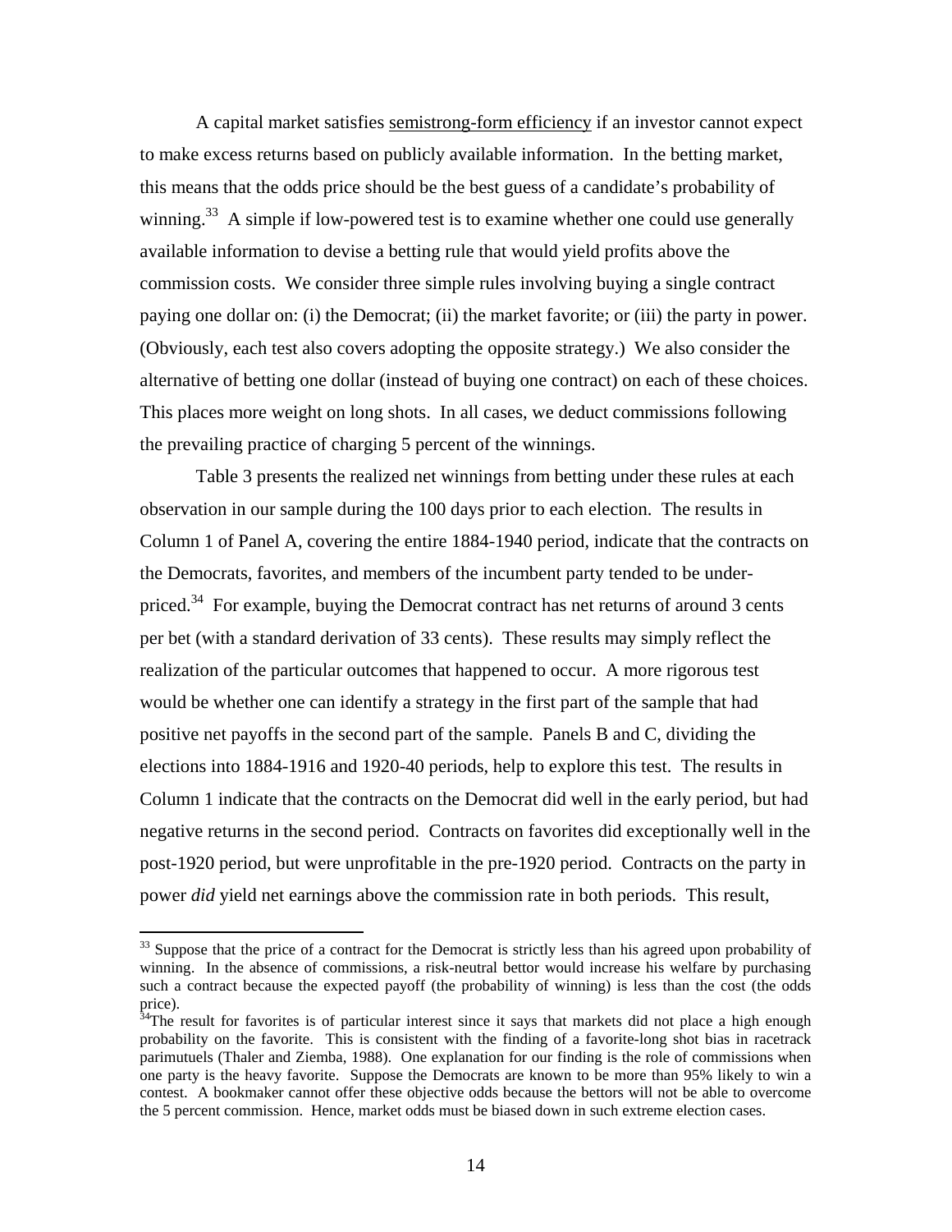A capital market satisfies <u>semistrong-form efficiency</u> if an investor cannot expect to make excess returns based on publicly available information. In the betting market, this means that the odds price should be the best guess of a candidate's probability of winning.[33] A simple if low-powered test is to examine whether one could use generally available information to devise a betting rule that would yield profits above the commission costs. We consider three simple rules involving buying a single contract paying one dollar on: (i) the Democrat; (ii) the market favorite; or (iii) the party in power. (Obviously, each test also covers adopting the opposite strategy.) We also consider the alternative of betting one dollar (instead of buying one contract) on each of these choices. This places more weight on long shots. In all cases, we deduct commissions following the prevailing practice of charging 5 percent of the winnings.

Table 3 presents the realized net winnings from betting under these rules at each observation in our sample during the 100 days prior to each election. The results in Column 1 of Panel A, covering the entire 1884-1940 period, indicate that the contracts on the Democrats, favorites, and members of the incumbent party tended to be under-priced.[34] For example, buying the Democrat contract has net returns of around 3 cents per bet (with a standard derivation of 33 cents). These results may simply reflect the realization of the particular outcomes that happened to occur. A more rigorous test would be whether one can identify a strategy in the first part of the sample that had positive net payoffs in the second part of the sample. Panels B and C, dividing the elections into 1884-1916 and 1920-40 periods, help to explore this test. The results in Column 1 indicate that the contracts on the Democrat did well in the early period, but had negative returns in the second period. Contracts on favorites did exceptionally well in the post-1920 period, but were unprofitable in the pre-1920 period. Contracts on the party in power *did* yield net earnings above the commission rate in both periods. This result,

---

[33] Suppose that the price of a contract for the Democrat is strictly less than his agreed upon probability of winning. In the absence of commissions, a risk-neutral bettor would increase his welfare by purchasing such a contract because the expected payoff (the probability of winning) is less than the cost (the odds price).

[34] The result for favorites is of particular interest since it says that markets did not place a high enough probability on the favorite. This is consistent with the finding of a favorite-long shot bias in racetrack parimutuels (Thaler and Ziemba, 1988). One explanation for our finding is the role of commissions when one party is the heavy favorite. Suppose the Democrats are known to be more than 95% likely to win a contest. A bookmaker cannot offer these objective odds because the bettors will not be able to overcome the 5 percent commission. Hence, market odds must be biased down in such extreme election cases.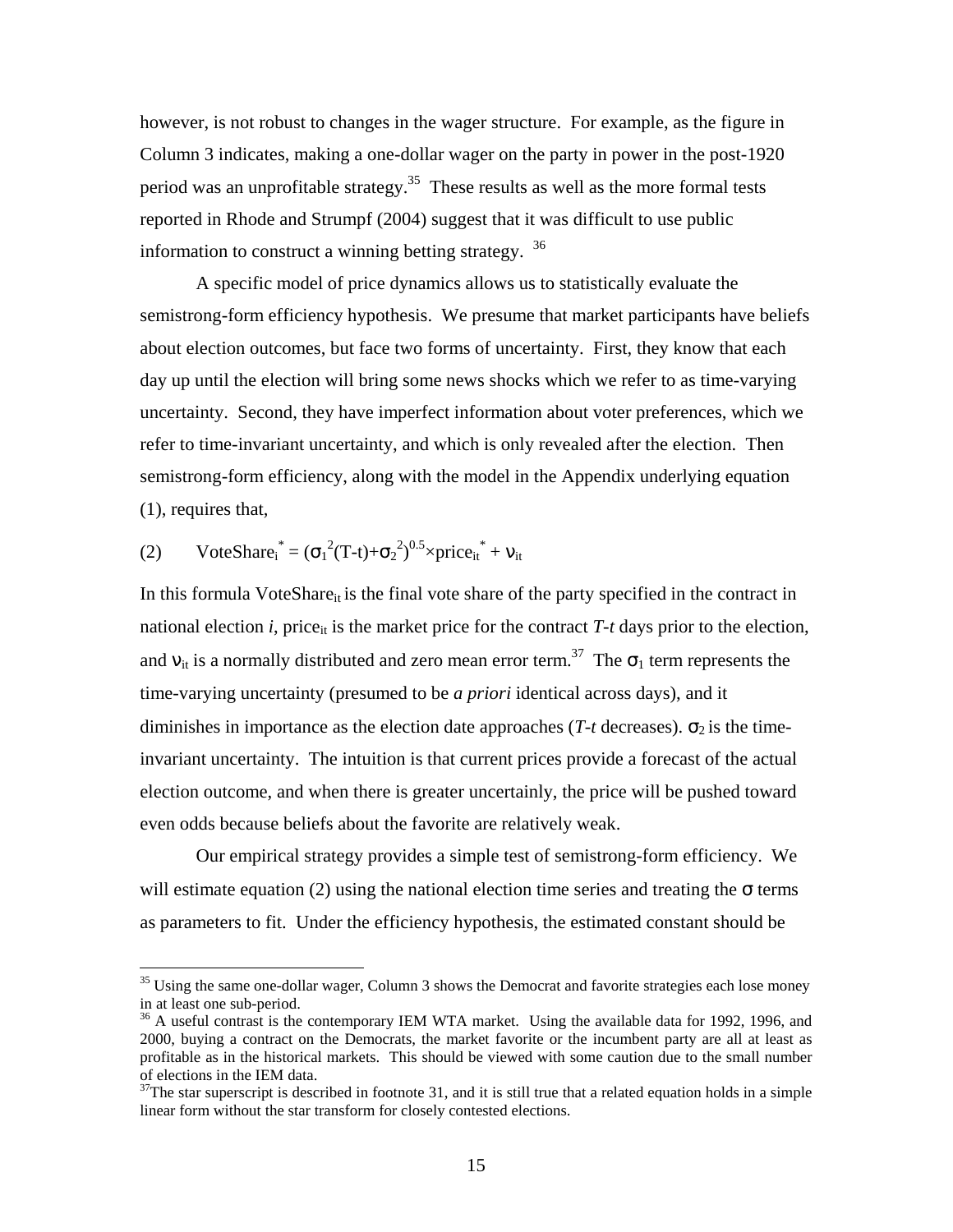however, is not robust to changes in the wager structure. For example, as the figure in Column 3 indicates, making a one-dollar wager on the party in power in the post-1920 period was an unprofitable strategy.[35] These results as well as the more formal tests reported in Rhode and Strumpf (2004) suggest that it was difficult to use public information to construct a winning betting strategy. [36]

A specific model of price dynamics allows us to statistically evaluate the semistrong-form efficiency hypothesis. We presume that market participants have beliefs about election outcomes, but face two forms of uncertainty. First, they know that each day up until the election will bring some news shocks which we refer to as time-varying uncertainty. Second, they have imperfect information about voter preferences, which we refer to time-invariant uncertainty, and which is only revealed after the election. Then semistrong-form efficiency, along with the model in the Appendix underlying equation (1), requires that,

$$\text{(2)} \qquad \text{VoteShare}_i^* = (\sigma_1^2(T\text{-}t)+\sigma_2^2)^{0.5}\times \text{price}_{it}^* + \nu_{it}$$

In this formula $\text{VoteShare}_{it}$ is the final vote share of the party specified in the contract in national election $i$, $\text{price}_{it}$ is the market price for the contract $T$-$t$ days prior to the election, and $\nu_{it}$ is a normally distributed and zero mean error term.[37] The $\sigma_1$ term represents the time-varying uncertainty (presumed to be *a priori* identical across days), and it diminishes in importance as the election date approaches ($T$-$t$ decreases). $\sigma_2$ is the time-invariant uncertainty. The intuition is that current prices provide a forecast of the actual election outcome, and when there is greater uncertainly, the price will be pushed toward even odds because beliefs about the favorite are relatively weak.

Our empirical strategy provides a simple test of semistrong-form efficiency. We will estimate equation (2) using the national election time series and treating the $\sigma$ terms as parameters to fit. Under the efficiency hypothesis, the estimated constant should be

---

[35] Using the same one-dollar wager, Column 3 shows the Democrat and favorite strategies each lose money in at least one sub-period.

[36] A useful contrast is the contemporary IEM WTA market. Using the available data for 1992, 1996, and 2000, buying a contract on the Democrats, the market favorite or the incumbent party are all at least as profitable as in the historical markets. This should be viewed with some caution due to the small number of elections in the IEM data.

[37] The star superscript is described in footnote 31, and it is still true that a related equation holds in a simple linear form without the star transform for closely contested elections.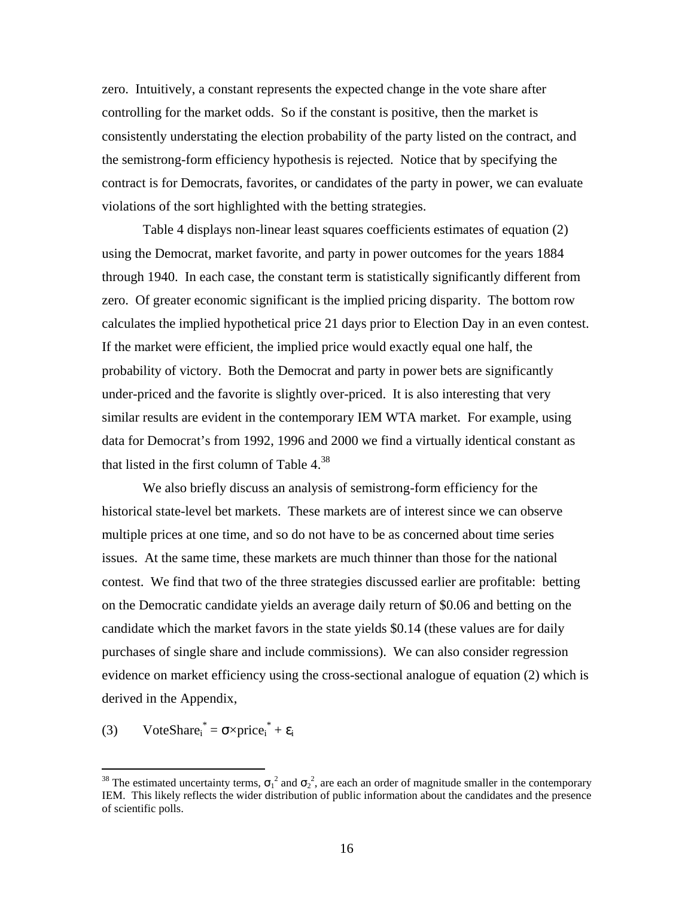zero. Intuitively, a constant represents the expected change in the vote share after controlling for the market odds. So if the constant is positive, then the market is consistently understating the election probability of the party listed on the contract, and the semistrong-form efficiency hypothesis is rejected. Notice that by specifying the contract is for Democrats, favorites, or candidates of the party in power, we can evaluate violations of the sort highlighted with the betting strategies.

Table 4 displays non-linear least squares coefficients estimates of equation (2) using the Democrat, market favorite, and party in power outcomes for the years 1884 through 1940. In each case, the constant term is statistically significantly different from zero. Of greater economic significant is the implied pricing disparity. The bottom row calculates the implied hypothetical price 21 days prior to Election Day in an even contest. If the market were efficient, the implied price would exactly equal one half, the probability of victory. Both the Democrat and party in power bets are significantly under-priced and the favorite is slightly over-priced. It is also interesting that very similar results are evident in the contemporary IEM WTA market. For example, using data for Democrat's from 1992, 1996 and 2000 we find a virtually identical constant as that listed in the first column of Table 4.[38]

We also briefly discuss an analysis of semistrong-form efficiency for the historical state-level bet markets. These markets are of interest since we can observe multiple prices at one time, and so do not have to be as concerned about time series issues. At the same time, these markets are much thinner than those for the national contest. We find that two of the three strategies discussed earlier are profitable: betting on the Democratic candidate yields an average daily return of \$0.06 and betting on the candidate which the market favors in the state yields \$0.14 (these values are for daily purchases of single share and include commissions). We can also consider regression evidence on market efficiency using the cross-sectional analogue of equation (2) which is derived in the Appendix,

(3) $\quad \text{VoteShare}_i^* = \sigma \times \text{price}_i^* + \varepsilon_i$

[38] The estimated uncertainty terms, $\sigma_1^2$ and $\sigma_2^2$, are each an order of magnitude smaller in the contemporary IEM. This likely reflects the wider distribution of public information about the candidates and the presence of scientific polls.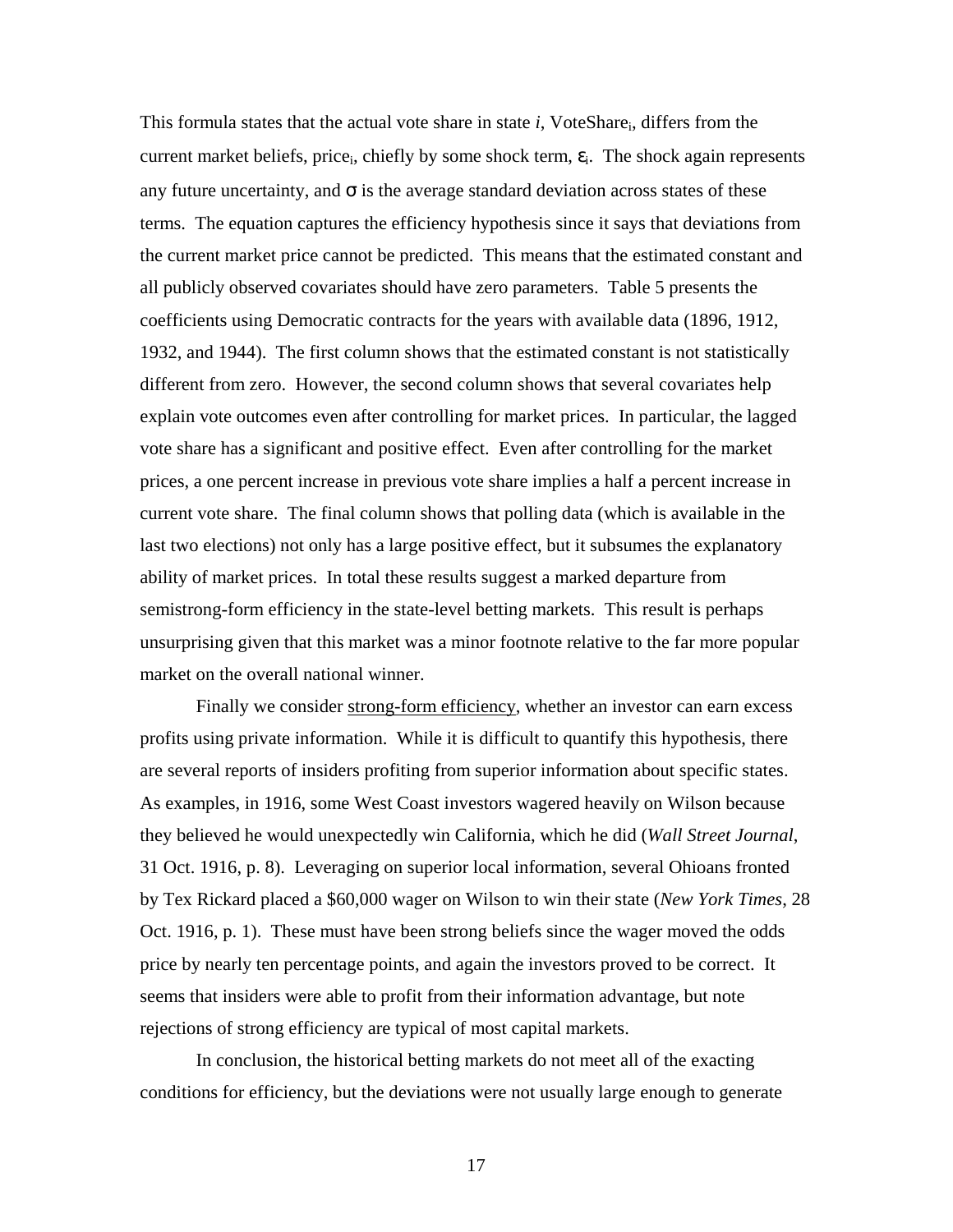This formula states that the actual vote share in state $i$, $VoteShare_i$, differs from the current market beliefs, $price_i$, chiefly by some shock term, $\varepsilon_i$. The shock again represents any future uncertainty, and $\sigma$ is the average standard deviation across states of these terms. The equation captures the efficiency hypothesis since it says that deviations from the current market price cannot be predicted. This means that the estimated constant and all publicly observed covariates should have zero parameters. Table 5 presents the coefficients using Democratic contracts for the years with available data (1896, 1912, 1932, and 1944). The first column shows that the estimated constant is not statistically different from zero. However, the second column shows that several covariates help explain vote outcomes even after controlling for market prices. In particular, the lagged vote share has a significant and positive effect. Even after controlling for the market prices, a one percent increase in previous vote share implies a half a percent increase in current vote share. The final column shows that polling data (which is available in the last two elections) not only has a large positive effect, but it subsumes the explanatory ability of market prices. In total these results suggest a marked departure from semistrong-form efficiency in the state-level betting markets. This result is perhaps unsurprising given that this market was a minor footnote relative to the far more popular market on the overall national winner.

Finally we consider <u>strong-form efficiency</u>, whether an investor can earn excess profits using private information. While it is difficult to quantify this hypothesis, there are several reports of insiders profiting from superior information about specific states. As examples, in 1916, some West Coast investors wagered heavily on Wilson because they believed he would unexpectedly win California, which he did (*Wall Street Journal*, 31 Oct. 1916, p. 8). Leveraging on superior local information, several Ohioans fronted by Tex Rickard placed a $60,000 wager on Wilson to win their state (*New York Times*, 28 Oct. 1916, p. 1). These must have been strong beliefs since the wager moved the odds price by nearly ten percentage points, and again the investors proved to be correct. It seems that insiders were able to profit from their information advantage, but note rejections of strong efficiency are typical of most capital markets.

In conclusion, the historical betting markets do not meet all of the exacting conditions for efficiency, but the deviations were not usually large enough to generate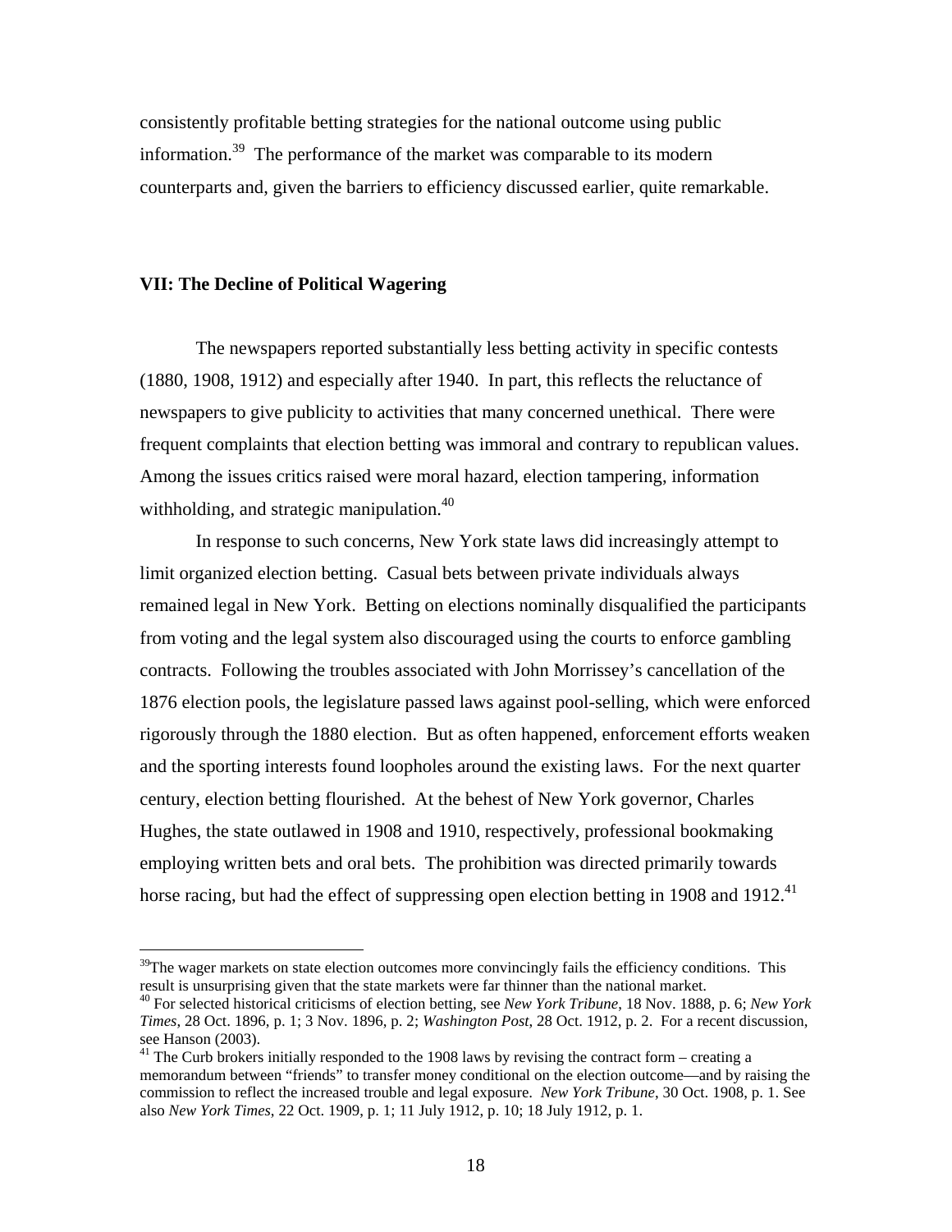consistently profitable betting strategies for the national outcome using public information.[39] The performance of the market was comparable to its modern counterparts and, given the barriers to efficiency discussed earlier, quite remarkable.

**VII: The Decline of Political Wagering**

The newspapers reported substantially less betting activity in specific contests (1880, 1908, 1912) and especially after 1940. In part, this reflects the reluctance of newspapers to give publicity to activities that many concerned unethical. There were frequent complaints that election betting was immoral and contrary to republican values. Among the issues critics raised were moral hazard, election tampering, information withholding, and strategic manipulation.[40]

In response to such concerns, New York state laws did increasingly attempt to limit organized election betting. Casual bets between private individuals always remained legal in New York. Betting on elections nominally disqualified the participants from voting and the legal system also discouraged using the courts to enforce gambling contracts. Following the troubles associated with John Morrissey's cancellation of the 1876 election pools, the legislature passed laws against pool-selling, which were enforced rigorously through the 1880 election. But as often happened, enforcement efforts weaken and the sporting interests found loopholes around the existing laws. For the next quarter century, election betting flourished. At the behest of New York governor, Charles Hughes, the state outlawed in 1908 and 1910, respectively, professional bookmaking employing written bets and oral bets. The prohibition was directed primarily towards horse racing, but had the effect of suppressing open election betting in 1908 and 1912.[41]

---

[39] The wager markets on state election outcomes more convincingly fails the efficiency conditions. This result is unsurprising given that the state markets were far thinner than the national market.

[40] For selected historical criticisms of election betting, see *New York Tribune*, 18 Nov. 1888, p. 6; *New York Times*, 28 Oct. 1896, p. 1; 3 Nov. 1896, p. 2; *Washington Post*, 28 Oct. 1912, p. 2. For a recent discussion, see Hanson (2003).

[41] The Curb brokers initially responded to the 1908 laws by revising the contract form – creating a memorandum between "friends" to transfer money conditional on the election outcome—and by raising the commission to reflect the increased trouble and legal exposure. *New York Tribune*, 30 Oct. 1908, p. 1. See also *New York Times*, 22 Oct. 1909, p. 1; 11 July 1912, p. 10; 18 July 1912, p. 1.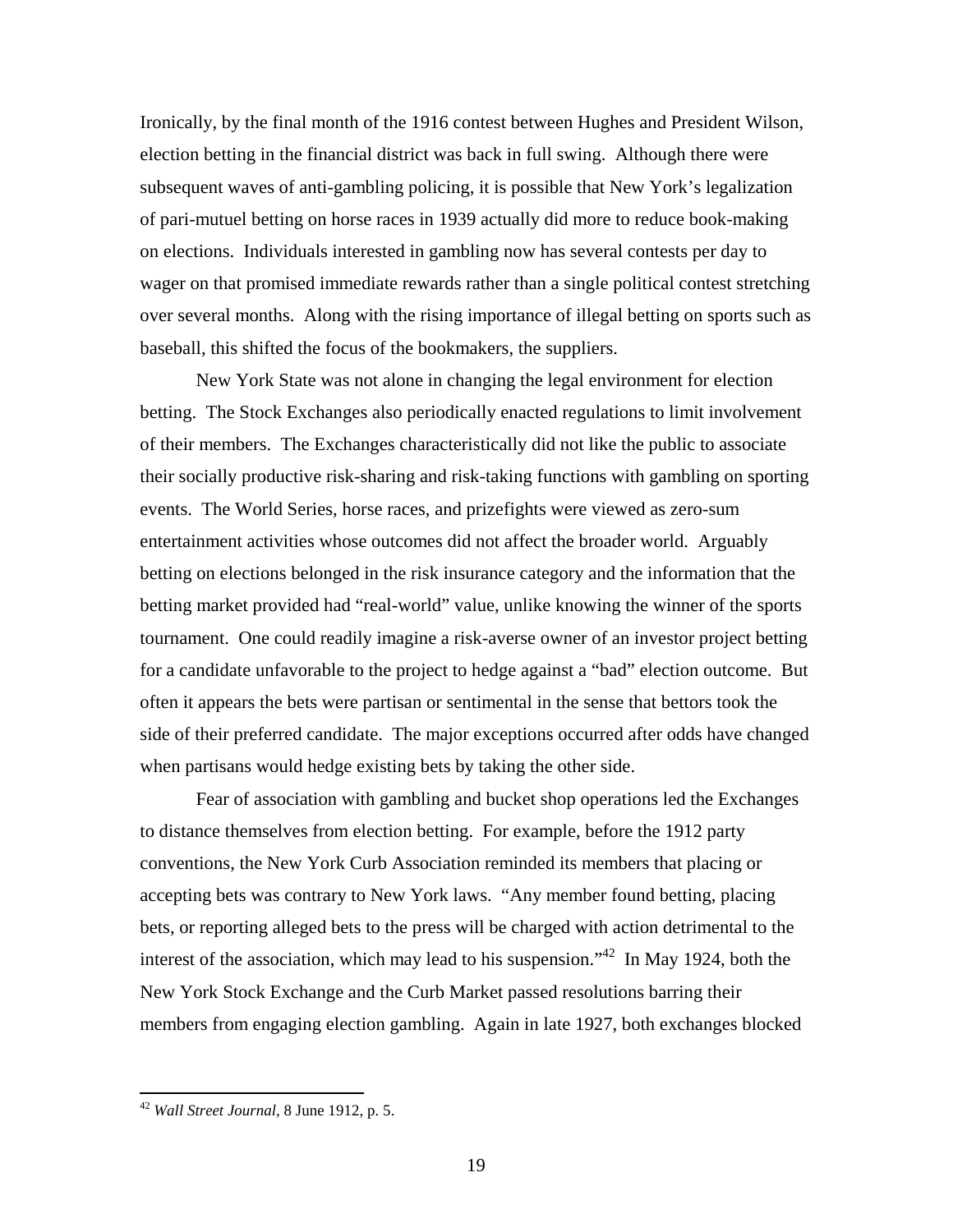Ironically, by the final month of the 1916 contest between Hughes and President Wilson, election betting in the financial district was back in full swing. Although there were subsequent waves of anti-gambling policing, it is possible that New York's legalization of pari-mutuel betting on horse races in 1939 actually did more to reduce book-making on elections. Individuals interested in gambling now has several contests per day to wager on that promised immediate rewards rather than a single political contest stretching over several months. Along with the rising importance of illegal betting on sports such as baseball, this shifted the focus of the bookmakers, the suppliers.

New York State was not alone in changing the legal environment for election betting. The Stock Exchanges also periodically enacted regulations to limit involvement of their members. The Exchanges characteristically did not like the public to associate their socially productive risk-sharing and risk-taking functions with gambling on sporting events. The World Series, horse races, and prizefights were viewed as zero-sum entertainment activities whose outcomes did not affect the broader world. Arguably betting on elections belonged in the risk insurance category and the information that the betting market provided had "real-world" value, unlike knowing the winner of the sports tournament. One could readily imagine a risk-averse owner of an investor project betting for a candidate unfavorable to the project to hedge against a "bad" election outcome. But often it appears the bets were partisan or sentimental in the sense that bettors took the side of their preferred candidate. The major exceptions occurred after odds have changed when partisans would hedge existing bets by taking the other side.

Fear of association with gambling and bucket shop operations led the Exchanges to distance themselves from election betting. For example, before the 1912 party conventions, the New York Curb Association reminded its members that placing or accepting bets was contrary to New York laws. "Any member found betting, placing bets, or reporting alleged bets to the press will be charged with action detrimental to the interest of the association, which may lead to his suspension."[42] In May 1924, both the New York Stock Exchange and the Curb Market passed resolutions barring their members from engaging election gambling. Again in late 1927, both exchanges blocked

[42] *Wall Street Journal*, 8 June 1912, p. 5.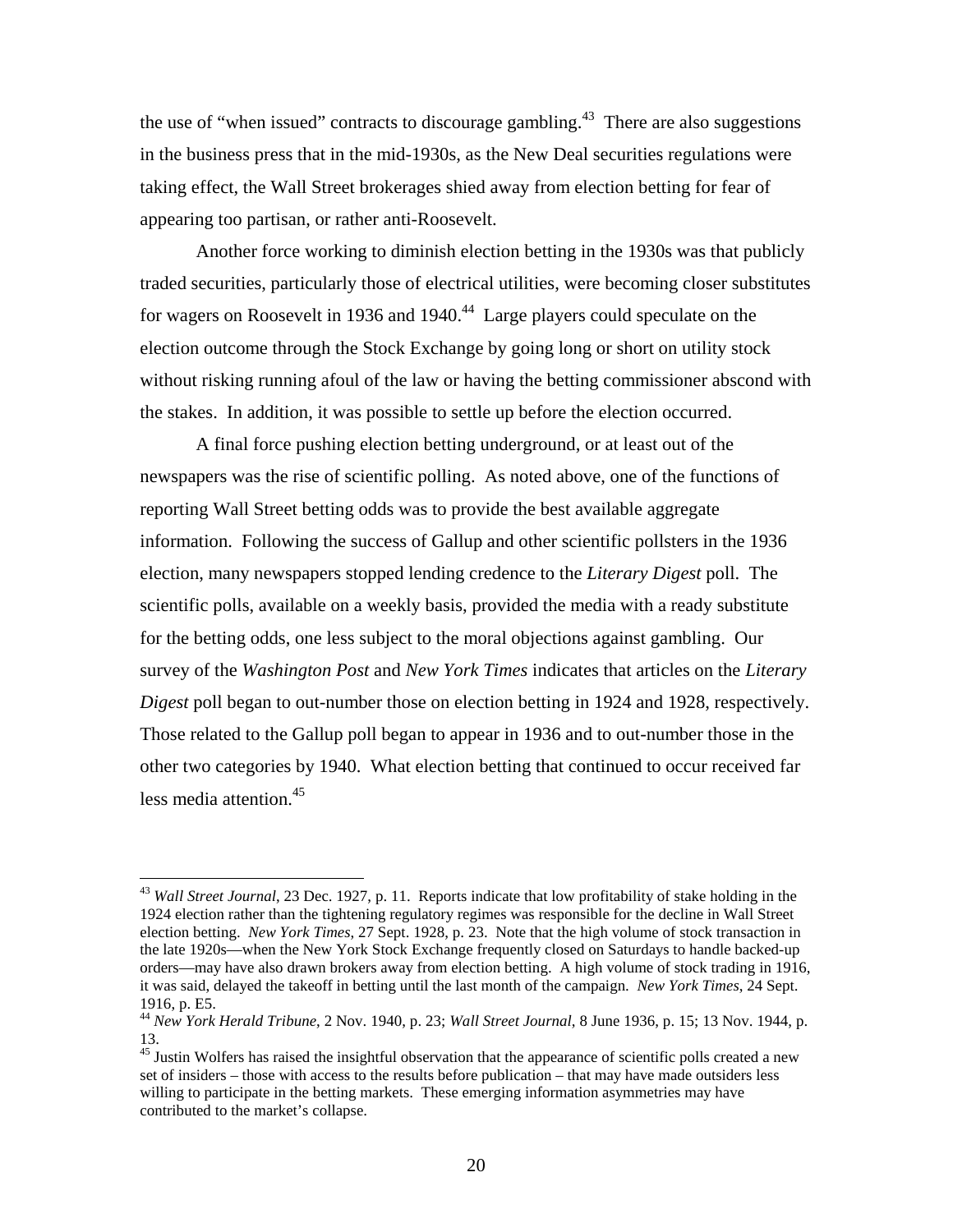the use of "when issued" contracts to discourage gambling.[43] There are also suggestions in the business press that in the mid-1930s, as the New Deal securities regulations were taking effect, the Wall Street brokerages shied away from election betting for fear of appearing too partisan, or rather anti-Roosevelt.

Another force working to diminish election betting in the 1930s was that publicly traded securities, particularly those of electrical utilities, were becoming closer substitutes for wagers on Roosevelt in 1936 and 1940.[44] Large players could speculate on the election outcome through the Stock Exchange by going long or short on utility stock without risking running afoul of the law or having the betting commissioner abscond with the stakes. In addition, it was possible to settle up before the election occurred.

A final force pushing election betting underground, or at least out of the newspapers was the rise of scientific polling. As noted above, one of the functions of reporting Wall Street betting odds was to provide the best available aggregate information. Following the success of Gallup and other scientific pollsters in the 1936 election, many newspapers stopped lending credence to the *Literary Digest* poll. The scientific polls, available on a weekly basis, provided the media with a ready substitute for the betting odds, one less subject to the moral objections against gambling. Our survey of the *Washington Post* and *New York Times* indicates that articles on the *Literary Digest* poll began to out-number those on election betting in 1924 and 1928, respectively. Those related to the Gallup poll began to appear in 1936 and to out-number those in the other two categories by 1940. What election betting that continued to occur received far less media attention.[45]

---

[43] *Wall Street Journal*, 23 Dec. 1927, p. 11. Reports indicate that low profitability of stake holding in the 1924 election rather than the tightening regulatory regimes was responsible for the decline in Wall Street election betting. *New York Times*, 27 Sept. 1928, p. 23. Note that the high volume of stock transaction in the late 1920s—when the New York Stock Exchange frequently closed on Saturdays to handle backed-up orders—may have also drawn brokers away from election betting. A high volume of stock trading in 1916, it was said, delayed the takeoff in betting until the last month of the campaign. *New York Times*, 24 Sept. 1916, p. E5.

[44] *New York Herald Tribune*, 2 Nov. 1940, p. 23; *Wall Street Journal*, 8 June 1936, p. 15; 13 Nov. 1944, p. 13.

[45] Justin Wolfers has raised the insightful observation that the appearance of scientific polls created a new set of insiders – those with access to the results before publication – that may have made outsiders less willing to participate in the betting markets. These emerging information asymmetries may have contributed to the market's collapse.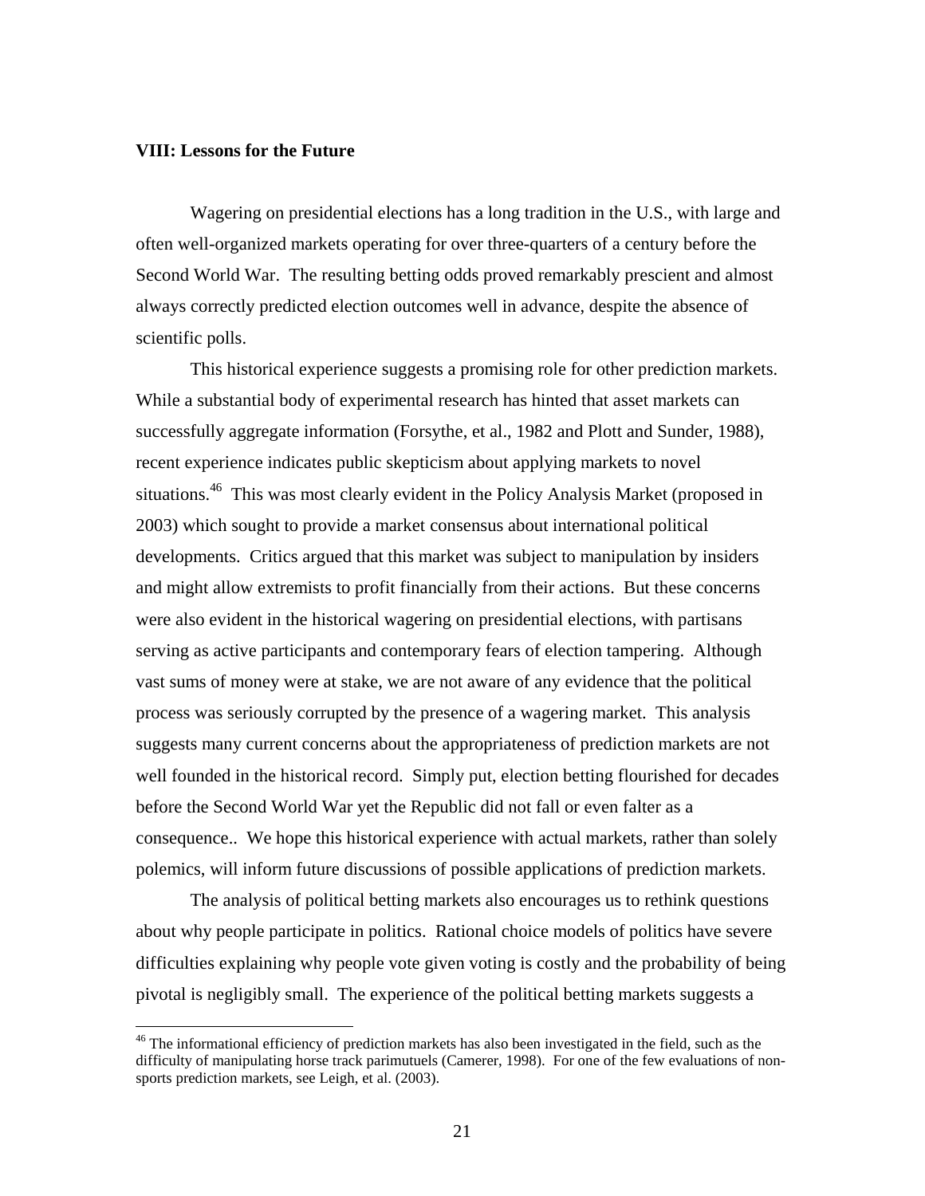## VIII: Lessons for the Future

Wagering on presidential elections has a long tradition in the U.S., with large and often well-organized markets operating for over three-quarters of a century before the Second World War. The resulting betting odds proved remarkably prescient and almost always correctly predicted election outcomes well in advance, despite the absence of scientific polls.

This historical experience suggests a promising role for other prediction markets. While a substantial body of experimental research has hinted that asset markets can successfully aggregate information (Forsythe, et al., 1982 and Plott and Sunder, 1988), recent experience indicates public skepticism about applying markets to novel situations.[46] This was most clearly evident in the Policy Analysis Market (proposed in 2003) which sought to provide a market consensus about international political developments. Critics argued that this market was subject to manipulation by insiders and might allow extremists to profit financially from their actions. But these concerns were also evident in the historical wagering on presidential elections, with partisans serving as active participants and contemporary fears of election tampering. Although vast sums of money were at stake, we are not aware of any evidence that the political process was seriously corrupted by the presence of a wagering market. This analysis suggests many current concerns about the appropriateness of prediction markets are not well founded in the historical record. Simply put, election betting flourished for decades before the Second World War yet the Republic did not fall or even falter as a consequence.. We hope this historical experience with actual markets, rather than solely polemics, will inform future discussions of possible applications of prediction markets.

The analysis of political betting markets also encourages us to rethink questions about why people participate in politics. Rational choice models of politics have severe difficulties explaining why people vote given voting is costly and the probability of being pivotal is negligibly small. The experience of the political betting markets suggests a

[46] The informational efficiency of prediction markets has also been investigated in the field, such as the difficulty of manipulating horse track parimutuels (Camerer, 1998). For one of the few evaluations of non-sports prediction markets, see Leigh, et al. (2003).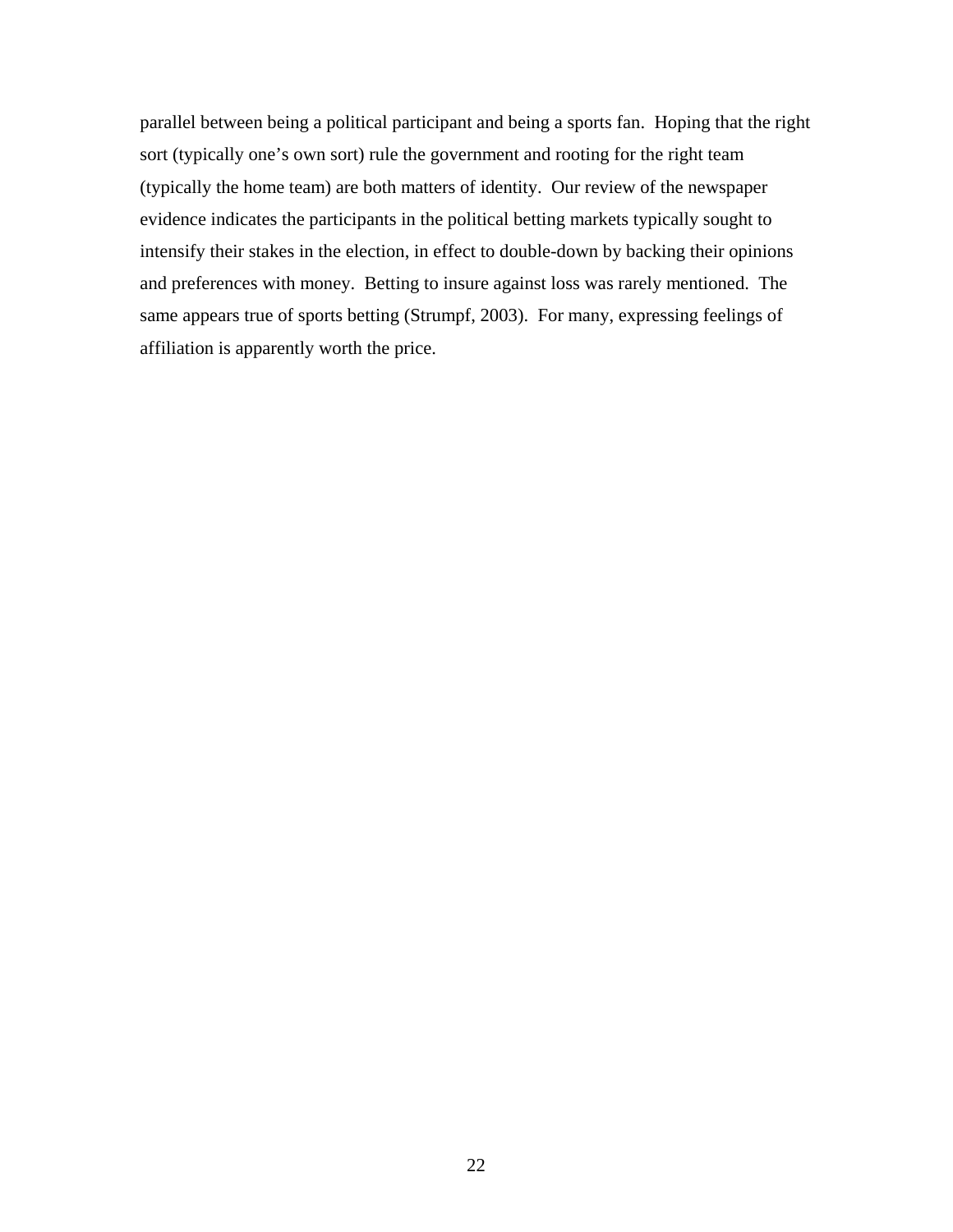parallel between being a political participant and being a sports fan. Hoping that the right sort (typically one's own sort) rule the government and rooting for the right team (typically the home team) are both matters of identity. Our review of the newspaper evidence indicates the participants in the political betting markets typically sought to intensify their stakes in the election, in effect to double-down by backing their opinions and preferences with money. Betting to insure against loss was rarely mentioned. The same appears true of sports betting (Strumpf, 2003). For many, expressing feelings of affiliation is apparently worth the price.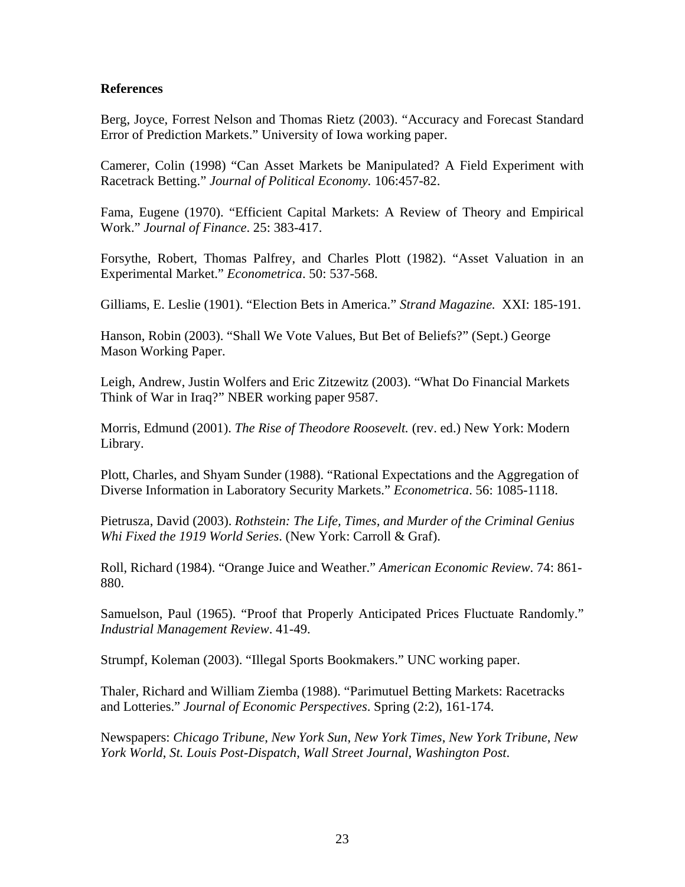## References

Berg, Joyce, Forrest Nelson and Thomas Rietz (2003). "Accuracy and Forecast Standard Error of Prediction Markets." University of Iowa working paper.

Camerer, Colin (1998) "Can Asset Markets be Manipulated? A Field Experiment with Racetrack Betting." *Journal of Political Economy*. 106:457-82.

Fama, Eugene (1970). "Efficient Capital Markets: A Review of Theory and Empirical Work." *Journal of Finance*. 25: 383-417.

Forsythe, Robert, Thomas Palfrey, and Charles Plott (1982). "Asset Valuation in an Experimental Market." *Econometrica*. 50: 537-568.

Gilliams, E. Leslie (1901). "Election Bets in America." *Strand Magazine.* XXI: 185-191.

Hanson, Robin (2003). "Shall We Vote Values, But Bet of Beliefs?" (Sept.) George Mason Working Paper.

Leigh, Andrew, Justin Wolfers and Eric Zitzewitz (2003). "What Do Financial Markets Think of War in Iraq?" NBER working paper 9587.

Morris, Edmund (2001). *The Rise of Theodore Roosevelt.* (rev. ed.) New York: Modern Library.

Plott, Charles, and Shyam Sunder (1988). "Rational Expectations and the Aggregation of Diverse Information in Laboratory Security Markets." *Econometrica*. 56: 1085-1118.

Pietrusza, David (2003). *Rothstein: The Life, Times, and Murder of the Criminal Genius Whi Fixed the 1919 World Series*. (New York: Carroll & Graf).

Roll, Richard (1984). "Orange Juice and Weather." *American Economic Review*. 74: 861-880.

Samuelson, Paul (1965). "Proof that Properly Anticipated Prices Fluctuate Randomly." *Industrial Management Review*. 41-49.

Strumpf, Koleman (2003). "Illegal Sports Bookmakers." UNC working paper.

Thaler, Richard and William Ziemba (1988). "Parimutuel Betting Markets: Racetracks and Lotteries." *Journal of Economic Perspectives*. Spring (2:2), 161-174.

Newspapers: *Chicago Tribune*, *New York Sun*, *New York Times*, *New York Tribune*, *New York World*, *St. Louis Post-Dispatch*, *Wall Street Journal*, *Washington Post*.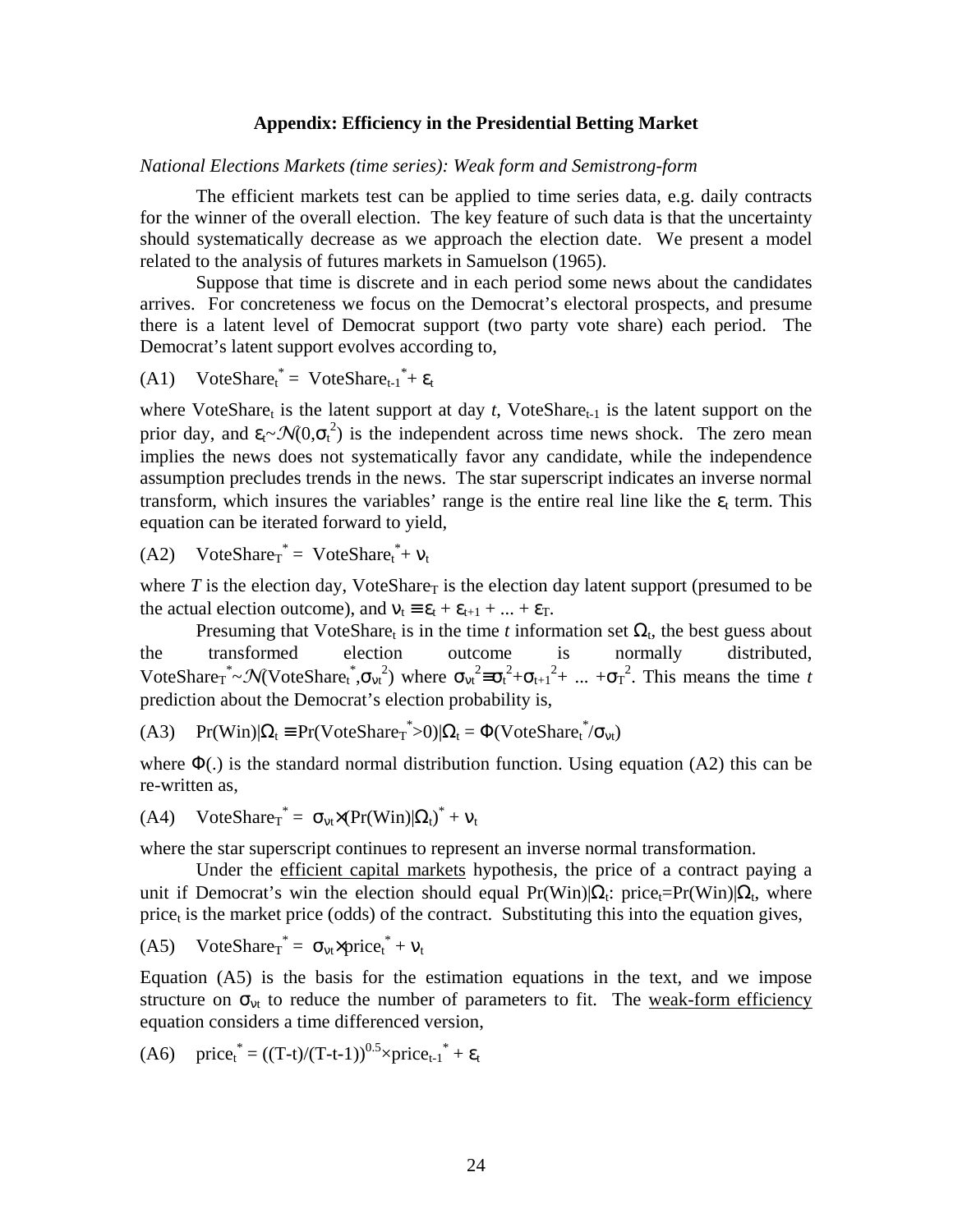## Appendix: Efficiency in the Presidential Betting Market

*National Elections Markets (time series): Weak form and Semistrong-form*

The efficient markets test can be applied to time series data, e.g. daily contracts for the winner of the overall election. The key feature of such data is that the uncertainty should systematically decrease as we approach the election date. We present a model related to the analysis of futures markets in Samuelson (1965).

Suppose that time is discrete and in each period some news about the candidates arrives. For concreteness we focus on the Democrat's electoral prospects, and presume there is a latent level of Democrat support (two party vote share) each period. The Democrat's latent support evolves according to,

$$\text{(A1)} \quad \text{VoteShare}_t^* = \text{VoteShare}_{t-1}^* + \varepsilon_t$$

where $\text{VoteShare}_t$ is the latent support at day $t$, $\text{VoteShare}_{t-1}$ is the latent support on the prior day, and $\varepsilon_t \sim \mathcal{N}(0,\sigma_t^2)$ is the independent across time news shock. The zero mean implies the news does not systematically favor any candidate, while the independence assumption precludes trends in the news. The star superscript indicates an inverse normal transform, which insures the variables' range is the entire real line like the $\varepsilon_t$ term. This equation can be iterated forward to yield,

$$\text{(A2)} \quad \text{VoteShare}_T^* = \text{VoteShare}_t^* + \nu_t$$

where $T$ is the election day, $\text{VoteShare}_T$ is the election day latent support (presumed to be the actual election outcome), and $\nu_t \equiv \varepsilon_t + \varepsilon_{t+1} + ... + \varepsilon_T$.

Presuming that $\text{VoteShare}_t$ is in the time $t$ information set $\Omega_t$, the best guess about the transformed election outcome is normally distributed, $\text{VoteShare}_T^* \sim \mathcal{N}(\text{VoteShare}_t^*, \sigma_{\nu t}^2)$ where $\sigma_{\nu t}^2 \equiv \sigma_t^2 + \sigma_{t+1}^2 + ... + \sigma_T^2$. This means the time $t$ prediction about the Democrat's election probability is,

$$\text{(A3)} \quad \Pr(\text{Win})|\Omega_t \equiv \Pr(\text{VoteShare}_T^* > 0)|\Omega_t = \Phi(\text{VoteShare}_t^* / \sigma_{\nu t})$$

where $\Phi(.)$ is the standard normal distribution function. Using equation (A2) this can be re-written as,

$$\text{(A4)} \quad \text{VoteShare}_T^* = \sigma_{\nu t} \times (\Pr(\text{Win})|\Omega_t)^* + \nu_t$$

where the star superscript continues to represent an inverse normal transformation.

Under the <u>efficient capital markets</u> hypothesis, the price of a contract paying a unit if Democrat's win the election should equal $\Pr(\text{Win})|\Omega_t$: $\text{price}_t = \Pr(\text{Win})|\Omega_t$, where $\text{price}_t$ is the market price (odds) of the contract. Substituting this into the equation gives,

$$\text{(A5)} \quad \text{VoteShare}_T^* = \sigma_{\nu t} \times \text{price}_t^* + \nu_t$$

Equation (A5) is the basis for the estimation equations in the text, and we impose structure on $\sigma_{\nu t}$ to reduce the number of parameters to fit. The <u>weak-form efficiency</u> equation considers a time differenced version,

$$\text{(A6)} \quad \text{price}_t^* = ((T-t)/(T-t-1))^{0.5} \times \text{price}_{t-1}^* + \varepsilon_t$$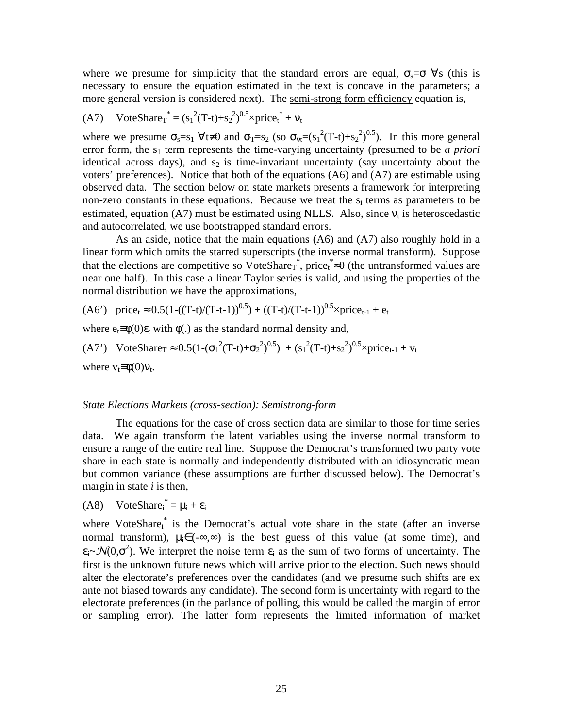where we presume for simplicity that the standard errors are equal, $\sigma_s=\sigma$ $\forall$s (this is necessary to ensure the equation estimated in the text is concave in the parameters; a more general version is considered next). The semi-strong form efficiency equation is,

$$\text{(A7)} \quad \text{VoteShare}_T^* = (s_1^2(T-t)+s_2^2)^{0.5}\times\text{price}_t^* + \nu_t$$

where we presume $\sigma_s=s_1$ $\forall t\neq 0$ and $\sigma_T=s_2$ (so $\sigma_{\nu t}=(s_1^2(T-t)+s_2^2)^{0.5}$). In this more general error form, the $s_1$ term represents the time-varying uncertainty (presumed to be *a priori* identical across days), and $s_2$ is time-invariant uncertainty (say uncertainty about the voters' preferences). Notice that both of the equations (A6) and (A7) are estimable using observed data. The section below on state markets presents a framework for interpreting non-zero constants in these equations. Because we treat the $s_i$ terms as parameters to be estimated, equation (A7) must be estimated using NLLS. Also, since $\nu_t$ is heteroscedastic and autocorrelated, we use bootstrapped standard errors.

As an aside, notice that the main equations (A6) and (A7) also roughly hold in a linear form which omits the starred superscripts (the inverse normal transform). Suppose that the elections are competitive so $\text{VoteShare}_T^*$, $\text{price}_t^*\approx 0$ (the untransformed values are near one half). In this case a linear Taylor series is valid, and using the properties of the normal distribution we have the approximations,

$$\text{(A6')} \quad \text{price}_t \approx 0.5(1-((T-t)/(T-t-1))^{0.5}) + ((T-t)/(T-t-1))^{0.5}\times\text{price}_{t-1} + e_t$$

where $e_t\equiv\phi(0)\varepsilon_t$ with $\phi(.)$ as the standard normal density and,

$$\text{(A7')} \quad \text{VoteShare}_T \approx 0.5(1-(\sigma_1^2(T-t)+\sigma_2^2)^{0.5}) + (s_1^2(T-t)+s_2^2)^{0.5}\times\text{price}_{t-1} + v_t$$

where $v_t\equiv\phi(0)\nu_t$.

*State Elections Markets (cross-section): Semistrong-form*

The equations for the case of cross section data are similar to those for time series data. We again transform the latent variables using the inverse normal transform to ensure a range of the entire real line. Suppose the Democrat's transformed two party vote share in each state is normally and independently distributed with an idiosyncratic mean but common variance (these assumptions are further discussed below). The Democrat's margin in state *i* is then,

$$\text{(A8)} \quad \text{VoteShare}_i^* = \mu_i + \varepsilon_i$$

where $\text{VoteShare}_i^*$ is the Democrat's actual vote share in the state (after an inverse normal transform), $\mu_i\in(-\infty,\infty)$ is the best guess of this value (at some time), and $\varepsilon_i\sim\mathcal{N}(0,\sigma^2)$. We interpret the noise term $\varepsilon_i$ as the sum of two forms of uncertainty. The first is the unknown future news which will arrive prior to the election. Such news should alter the electorate's preferences over the candidates (and we presume such shifts are ex ante not biased towards any candidate). The second form is uncertainty with regard to the electorate preferences (in the parlance of polling, this would be called the margin of error or sampling error). The latter form represents the limited information of market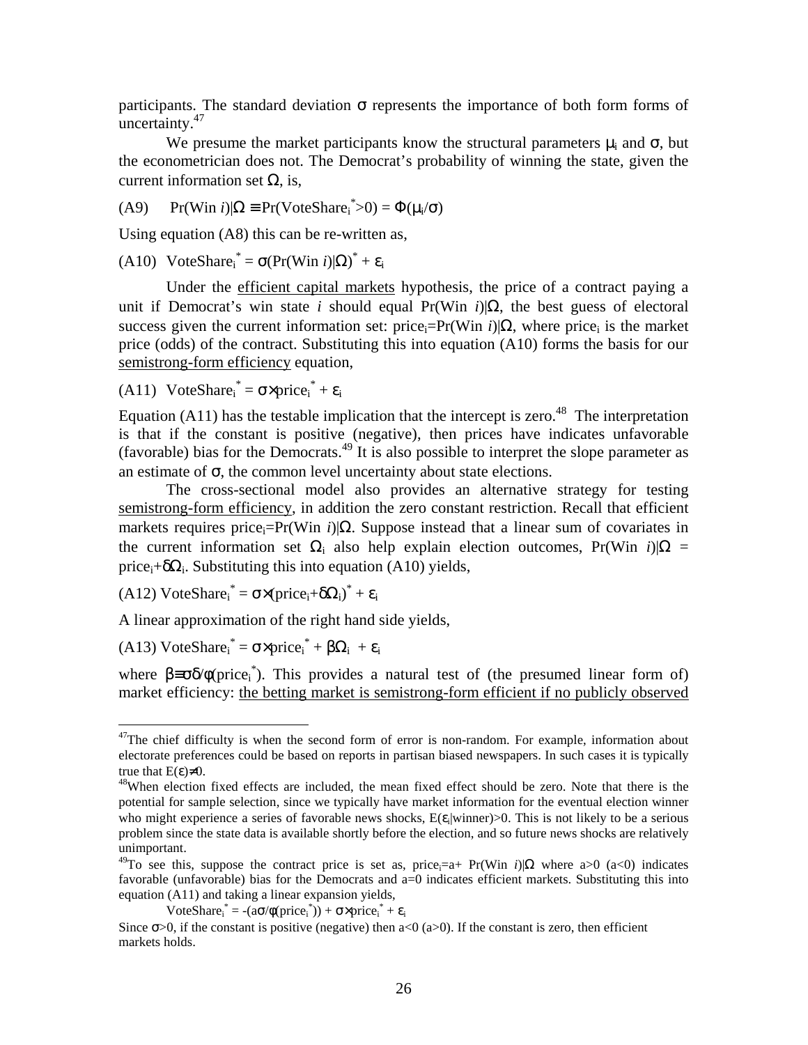participants. The standard deviation $\sigma$ represents the importance of both form forms of uncertainty.[47]

We presume the market participants know the structural parameters $\mu_i$ and $\sigma$, but the econometrician does not. The Democrat's probability of winning the state, given the current information set $\Omega$, is,

(A9) $\Pr(\text{Win } i)|\Omega \equiv \Pr(\text{VoteShare}_i^*>0) = \Phi(\mu_i/\sigma)$

Using equation (A8) this can be re-written as,

(A10) $\text{VoteShare}_i^* = \sigma(\Pr(\text{Win } i)|\Omega)^* + \varepsilon_i$

Under the efficient capital markets hypothesis, the price of a contract paying a unit if Democrat's win state *i* should equal $\Pr(\text{Win } i)|\Omega$, the best guess of electoral success given the current information set: $\text{price}_i=\Pr(\text{Win } i)|\Omega$, where $\text{price}_i$ is the market price (odds) of the contract. Substituting this into equation (A10) forms the basis for our semistrong-form efficiency equation,

(A11) $\text{VoteShare}_i^* = \sigma\times\text{price}_i^* + \varepsilon_i$

Equation (A11) has the testable implication that the intercept is zero.[48] The interpretation is that if the constant is positive (negative), then prices have indicates unfavorable (favorable) bias for the Democrats.[49] It is also possible to interpret the slope parameter as an estimate of $\sigma$, the common level uncertainty about state elections.

The cross-sectional model also provides an alternative strategy for testing semistrong-form efficiency, in addition the zero constant restriction. Recall that efficient markets requires $\text{price}_i=\Pr(\text{Win } i)|\Omega$. Suppose instead that a linear sum of covariates in the current information set $\Omega_i$ also help explain election outcomes, $\Pr(\text{Win } i)|\Omega = \text{price}_i+\delta\Omega_i$. Substituting this into equation (A10) yields,

(A12) $\text{VoteShare}_i^* = \sigma\times(\text{price}_i+\delta\Omega_i)^* + \varepsilon_i$

A linear approximation of the right hand side yields,

(A13) $\text{VoteShare}_i^* = \sigma\times\text{price}_i^* + \beta\Omega_i + \varepsilon_i$

where $\beta\equiv\sigma\delta/\phi(\text{price}_i^*)$. This provides a natural test of (the presumed linear form of) market efficiency: the betting market is semistrong-form efficient if no publicly observed

---

[47] The chief difficulty is when the second form of error is non-random. For example, information about electorate preferences could be based on reports in partisan biased newspapers. In such cases it is typically true that $E(\varepsilon)\neq 0$.

[48] When election fixed effects are included, the mean fixed effect should be zero. Note that there is the potential for sample selection, since we typically have market information for the eventual election winner who might experience a series of favorable news shocks, $E(\varepsilon_i|\text{winner})>0$. This is not likely to be a serious problem since the state data is available shortly before the election, and so future news shocks are relatively unimportant.

[49] To see this, suppose the contract price is set as, $\text{price}_i=a+ \Pr(\text{Win } i)|\Omega$ where $a>0$ ($a<0$) indicates favorable (unfavorable) bias for the Democrats and $a=0$ indicates efficient markets. Substituting this into equation (A11) and taking a linear expansion yields,

$$\text{VoteShare}_i^* = -(a\sigma/\phi(\text{price}_i^*)) + \sigma\times\text{price}_i^* + \varepsilon_i$$

Since $\sigma>0$, if the constant is positive (negative) then $a<0$ ($a>0$). If the constant is zero, then efficient markets holds.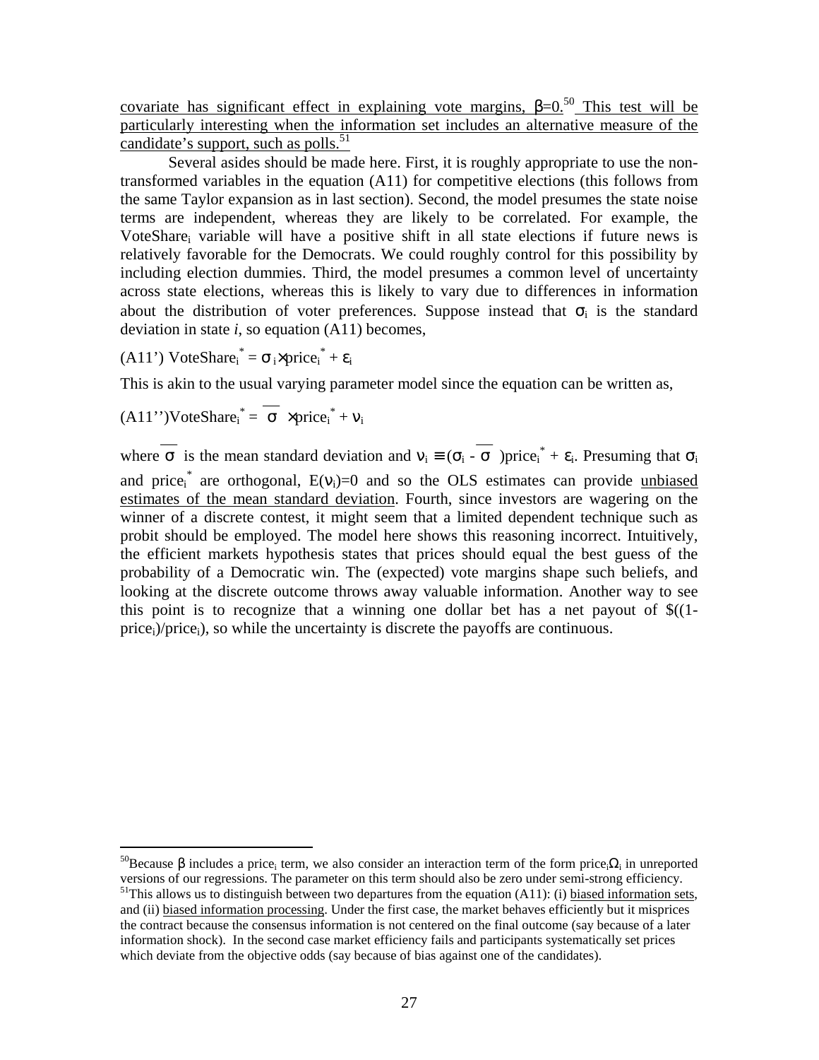covariate has significant effect in explaining vote margins, $\beta$=0.[50] This test will be particularly interesting when the information set includes an alternative measure of the candidate's support, such as polls.[51]

Several asides should be made here. First, it is roughly appropriate to use the non-transformed variables in the equation (A11) for competitive elections (this follows from the same Taylor expansion as in last section). Second, the model presumes the state noise terms are independent, whereas they are likely to be correlated. For example, the $VoteShare_i$ variable will have a positive shift in all state elections if future news is relatively favorable for the Democrats. We could roughly control for this possibility by including election dummies. Third, the model presumes a common level of uncertainty across state elections, whereas this is likely to vary due to differences in information about the distribution of voter preferences. Suppose instead that $\sigma_i$ is the standard deviation in state *i*, so equation (A11) becomes,

(A11') $VoteShare_i^* = \sigma_i \times price_i^* + \varepsilon_i$

This is akin to the usual varying parameter model since the equation can be written as,

(A11'') $VoteShare_i^* = \overline{\sigma} \times price_i^* + \nu_i$

where $\overline{\sigma}$ is the mean standard deviation and $\nu_i \equiv (\sigma_i - \overline{\sigma})price_i^* + \varepsilon_i$. Presuming that $\sigma_i$ and $price_i^*$ are orthogonal, $E(\nu_i)=0$ and so the OLS estimates can provide unbiased estimates of the mean standard deviation. Fourth, since investors are wagering on the winner of a discrete contest, it might seem that a limited dependent technique such as probit should be employed. The model here shows this reasoning incorrect. Intuitively, the efficient markets hypothesis states that prices should equal the best guess of the probability of a Democratic win. The (expected) vote margins shape such beliefs, and looking at the discrete outcome throws away valuable information. Another way to see this point is to recognize that a winning one dollar bet has a net payout of $\$((1-price_i)/price_i)$, so while the uncertainty is discrete the payoffs are continuous.

---

[50]Because $\beta$ includes a $price_i$ term, we also consider an interaction term of the form $price_i\Omega_i$ in unreported versions of our regressions. The parameter on this term should also be zero under semi-strong efficiency.

[51]This allows us to distinguish between two departures from the equation (A11): (i) biased information sets, and (ii) biased information processing. Under the first case, the market behaves efficiently but it misprices the contract because the consensus information is not centered on the final outcome (say because of a later information shock). In the second case market efficiency fails and participants systematically set prices which deviate from the objective odds (say because of bias against one of the candidates).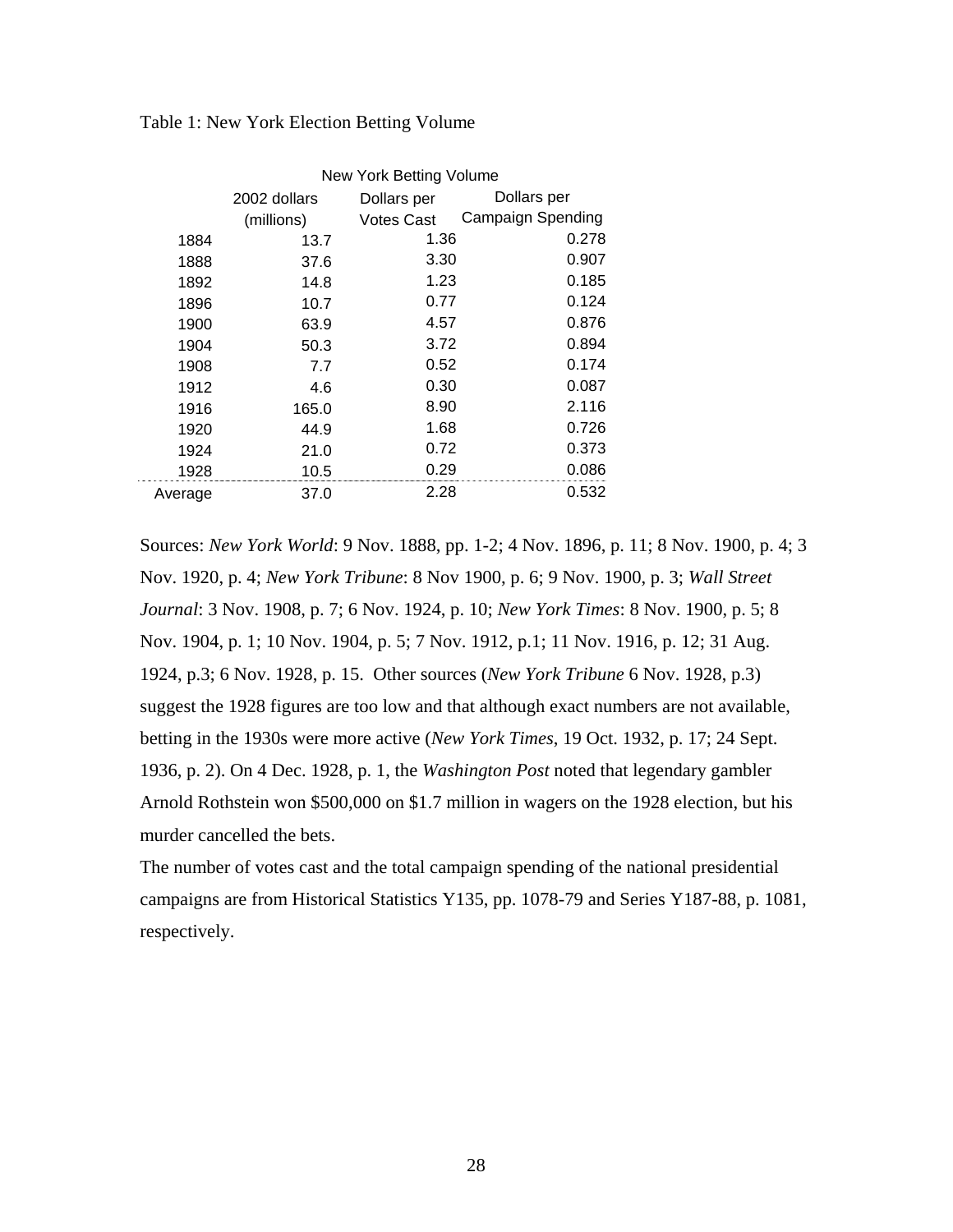Table 1: New York Election Betting Volume

| | New York Betting Volume | | |
|---|---|---|---|
| | 2002 dollars (millions) | Dollars per Votes Cast | Dollars per Campaign Spending |
| 1884 | 13.7 | 1.36 | 0.278 |
| 1888 | 37.6 | 3.30 | 0.907 |
| 1892 | 14.8 | 1.23 | 0.185 |
| 1896 | 10.7 | 0.77 | 0.124 |
| 1900 | 63.9 | 4.57 | 0.876 |
| 1904 | 50.3 | 3.72 | 0.894 |
| 1908 | 7.7 | 0.52 | 0.174 |
| 1912 | 4.6 | 0.30 | 0.087 |
| 1916 | 165.0 | 8.90 | 2.116 |
| 1920 | 44.9 | 1.68 | 0.726 |
| 1924 | 21.0 | 0.72 | 0.373 |
| 1928 | 10.5 | 0.29 | 0.086 |
| Average | 37.0 | 2.28 | 0.532 |

Sources: *New York World*: 9 Nov. 1888, pp. 1-2; 4 Nov. 1896, p. 11; 8 Nov. 1900, p. 4; 3 Nov. 1920, p. 4; *New York Tribune*: 8 Nov 1900, p. 6; 9 Nov. 1900, p. 3; *Wall Street Journal*: 3 Nov. 1908, p. 7; 6 Nov. 1924, p. 10; *New York Times*: 8 Nov. 1900, p. 5; 8 Nov. 1904, p. 1; 10 Nov. 1904, p. 5; 7 Nov. 1912, p.1; 11 Nov. 1916, p. 12; 31 Aug. 1924, p.3; 6 Nov. 1928, p. 15. Other sources (*New York Tribune* 6 Nov. 1928, p.3) suggest the 1928 figures are too low and that although exact numbers are not available, betting in the 1930s were more active (*New York Times*, 19 Oct. 1932, p. 17; 24 Sept. 1936, p. 2). On 4 Dec. 1928, p. 1, the *Washington Post* noted that legendary gambler Arnold Rothstein won $500,000 on $1.7 million in wagers on the 1928 election, but his murder cancelled the bets.

The number of votes cast and the total campaign spending of the national presidential campaigns are from Historical Statistics Y135, pp. 1078-79 and Series Y187-88, p. 1081, respectively.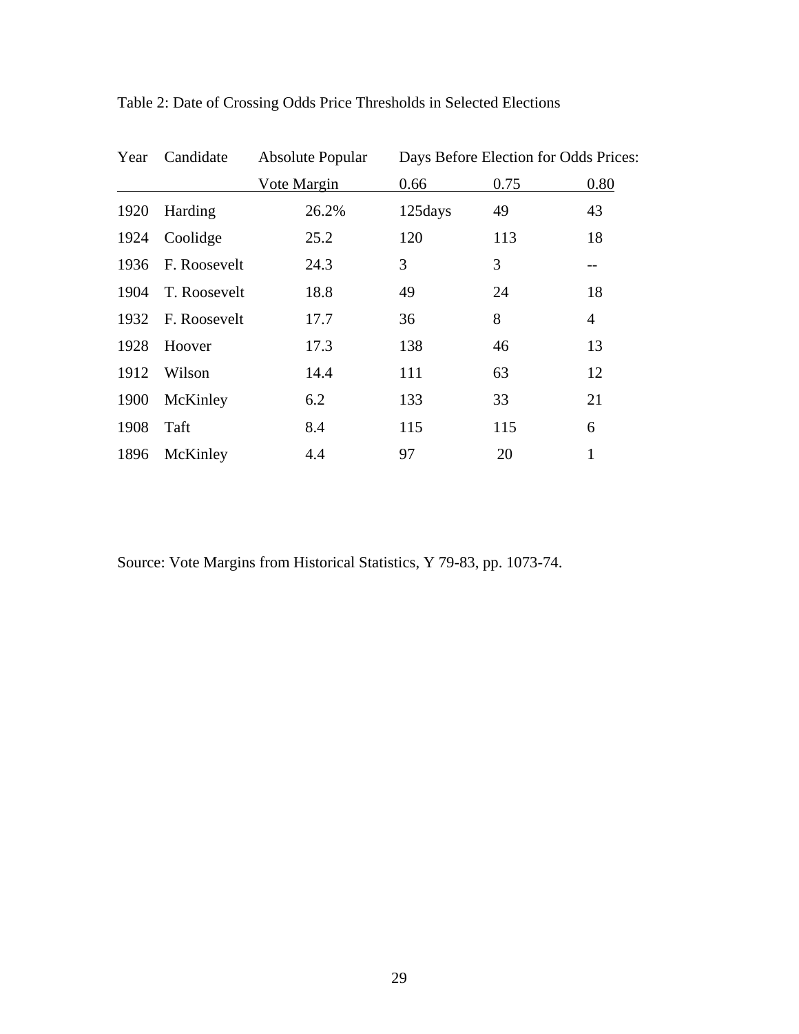Table 2: Date of Crossing Odds Price Thresholds in Selected Elections

| Year | Candidate | Absolute Popular Vote Margin | Days Before Election for Odds Prices: 0.66 | 0.75 | 0.80 |
|---|---|---|---|---|---|
| 1920 | Harding | 26.2% | 125days | 49 | 43 |
| 1924 | Coolidge | 25.2 | 120 | 113 | 18 |
| 1936 | F. Roosevelt | 24.3 | 3 | 3 | -- |
| 1904 | T. Roosevelt | 18.8 | 49 | 24 | 18 |
| 1932 | F. Roosevelt | 17.7 | 36 | 8 | 4 |
| 1928 | Hoover | 17.3 | 138 | 46 | 13 |
| 1912 | Wilson | 14.4 | 111 | 63 | 12 |
| 1900 | McKinley | 6.2 | 133 | 33 | 21 |
| 1908 | Taft | 8.4 | 115 | 115 | 6 |
| 1896 | McKinley | 4.4 | 97 | 20 | 1 |

Source: Vote Margins from Historical Statistics, Y 79-83, pp. 1073-74.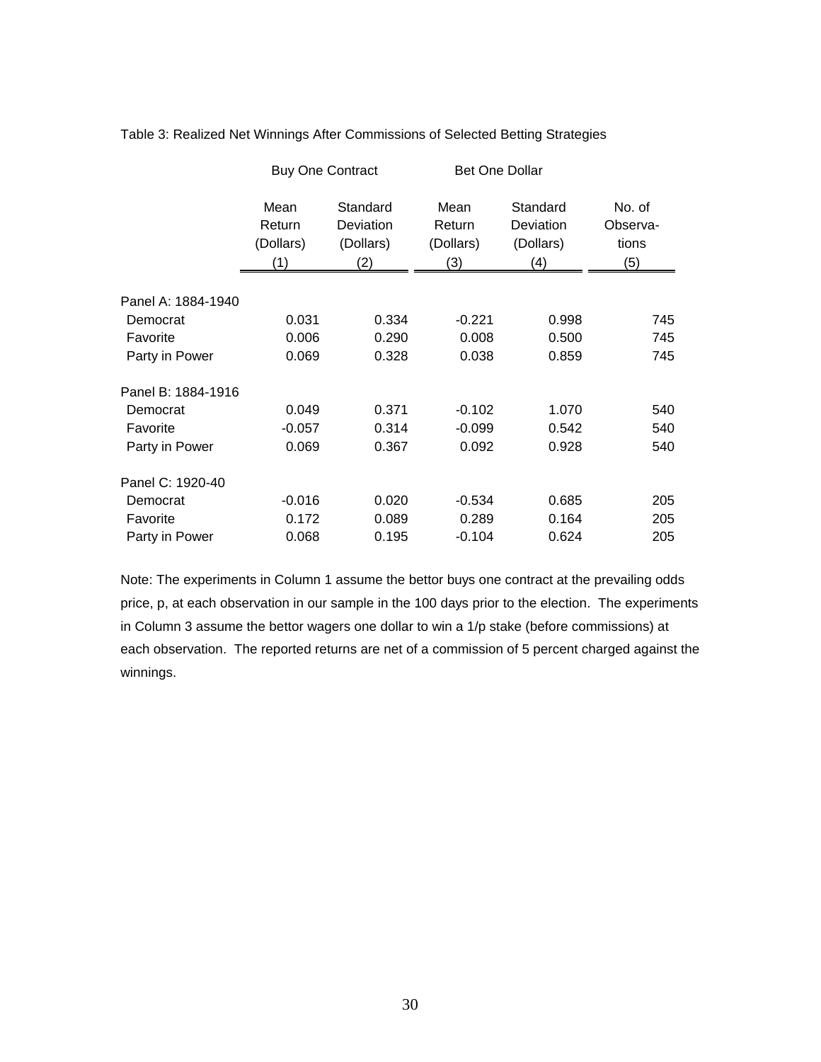Table 3: Realized Net Winnings After Commissions of Selected Betting Strategies

| | Buy One Contract | | Bet One Dollar | | |
|---|---|---|---|---|---|
| | Mean Return (Dollars) (1) | Standard Deviation (Dollars) (2) | Mean Return (Dollars) (3) | Standard Deviation (Dollars) (4) | No. of Observa-tions (5) |
| **Panel A: 1884-1940** | | | | | |
| Democrat | 0.031 | 0.334 | -0.221 | 0.998 | 745 |
| Favorite | 0.006 | 0.290 | 0.008 | 0.500 | 745 |
| Party in Power | 0.069 | 0.328 | 0.038 | 0.859 | 745 |
| **Panel B: 1884-1916** | | | | | |
| Democrat | 0.049 | 0.371 | -0.102 | 1.070 | 540 |
| Favorite | -0.057 | 0.314 | -0.099 | 0.542 | 540 |
| Party in Power | 0.069 | 0.367 | 0.092 | 0.928 | 540 |
| **Panel C: 1920-40** | | | | | |
| Democrat | -0.016 | 0.020 | -0.534 | 0.685 | 205 |
| Favorite | 0.172 | 0.089 | 0.289 | 0.164 | 205 |
| Party in Power | 0.068 | 0.195 | -0.104 | 0.624 | 205 |

Note: The experiments in Column 1 assume the bettor buys one contract at the prevailing odds price, p, at each observation in our sample in the 100 days prior to the election. The experiments in Column 3 assume the bettor wagers one dollar to win a 1/p stake (before commissions) at each observation. The reported returns are net of a commission of 5 percent charged against the winnings.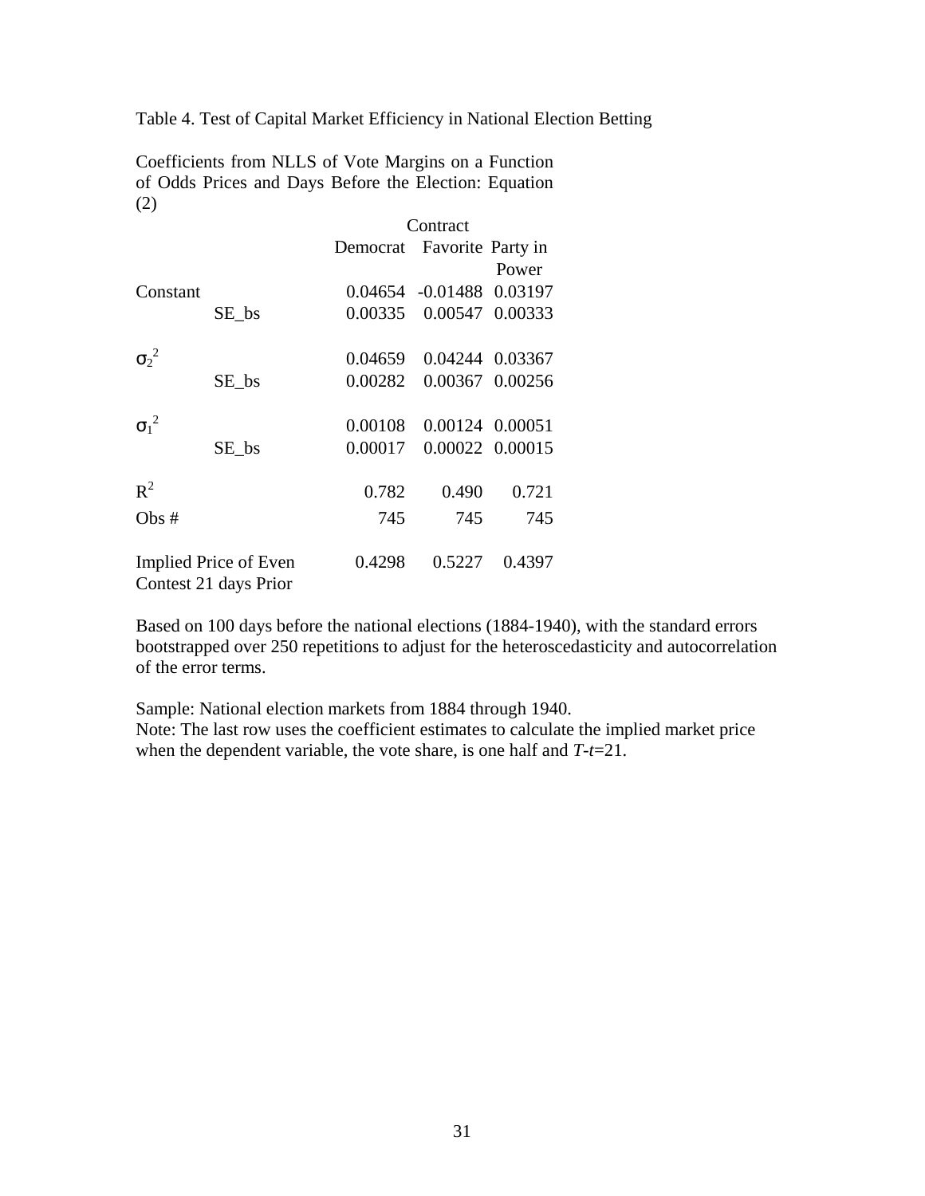Table 4. Test of Capital Market Efficiency in National Election Betting

Coefficients from NLLS of Vote Margins on a Function of Odds Prices and Days Before the Election: Equation (2)

| | | Contract | | |
|---|---|---|---|---|
| | | Democrat | Favorite | Party in Power |
| Constant | | 0.04654 | -0.01488 | 0.03197 |
| | SE_bs | 0.00335 | 0.00547 | 0.00333 |
| $\sigma_2^2$ | | 0.04659 | 0.04244 | 0.03367 |
| | SE_bs | 0.00282 | 0.00367 | 0.00256 |
| $\sigma_1^2$ | | 0.00108 | 0.00124 | 0.00051 |
| | SE_bs | 0.00017 | 0.00022 | 0.00015 |
| $R^2$ | | 0.782 | 0.490 | 0.721 |
| Obs # | | 745 | 745 | 745 |
| Implied Price of Even Contest 21 days Prior | | 0.4298 | 0.5227 | 0.4397 |

Based on 100 days before the national elections (1884-1940), with the standard errors bootstrapped over 250 repetitions to adjust for the heteroscedasticity and autocorrelation of the error terms.

Sample: National election markets from 1884 through 1940.
Note: The last row uses the coefficient estimates to calculate the implied market price when the dependent variable, the vote share, is one half and $T$-$t$=21.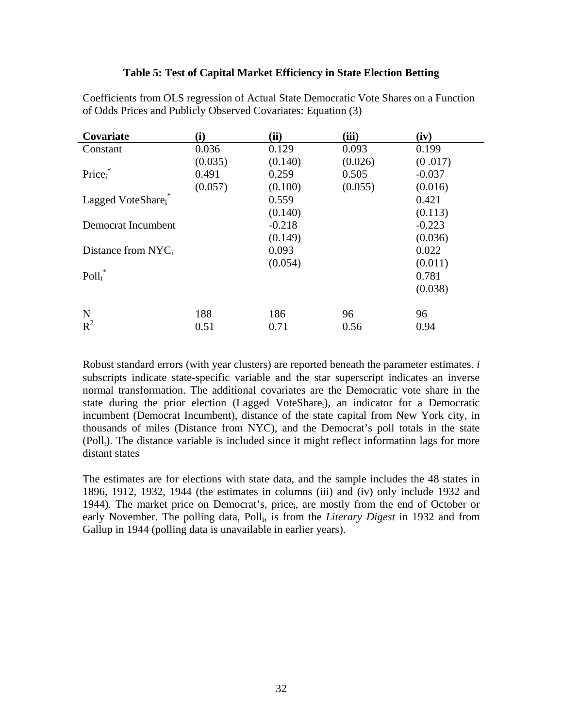**Table 5: Test of Capital Market Efficiency in State Election Betting**

Coefficients from OLS regression of Actual State Democratic Vote Shares on a Function of Odds Prices and Publicly Observed Covariates: Equation (3)

| Covariate | (i) | (ii) | (iii) | (iv) |
|---|---|---|---|---|
| Constant | 0.036 | 0.129 | 0.093 | 0.199 |
| | (0.035) | (0.140) | (0.026) | (0 .017) |
| $Price_i^*$ | 0.491 | 0.259 | 0.505 | -0.037 |
| | (0.057) | (0.100) | (0.055) | (0.016) |
| Lagged $VoteShare_i^*$ | | 0.559 | | 0.421 |
| | | (0.140) | | (0.113) |
| Democrat Incumbent | | -0.218 | | -0.223 |
| | | (0.149) | | (0.036) |
| Distance from $NYC_i$ | | 0.093 | | 0.022 |
| | | (0.054) | | (0.011) |
| $Poll_i^*$ | | | | 0.781 |
| | | | | (0.038) |
| N | 188 | 186 | 96 | 96 |
| $R^2$ | 0.51 | 0.71 | 0.56 | 0.94 |

Robust standard errors (with year clusters) are reported beneath the parameter estimates. *i* subscripts indicate state-specific variable and the star superscript indicates an inverse normal transformation. The additional covariates are the Democratic vote share in the state during the prior election (Lagged $VoteShare_i$), an indicator for a Democratic incumbent (Democrat Incumbent), distance of the state capital from New York city, in thousands of miles (Distance from NYC), and the Democrat's poll totals in the state ($Poll_i$). The distance variable is included since it might reflect information lags for more distant states

The estimates are for elections with state data, and the sample includes the 48 states in 1896, 1912, 1932, 1944 (the estimates in columns (iii) and (iv) only include 1932 and 1944). The market price on Democrat's, $price_i$, are mostly from the end of October or early November. The polling data, $Poll_i$, is from the *Literary Digest* in 1932 and from Gallup in 1944 (polling data is unavailable in earlier years).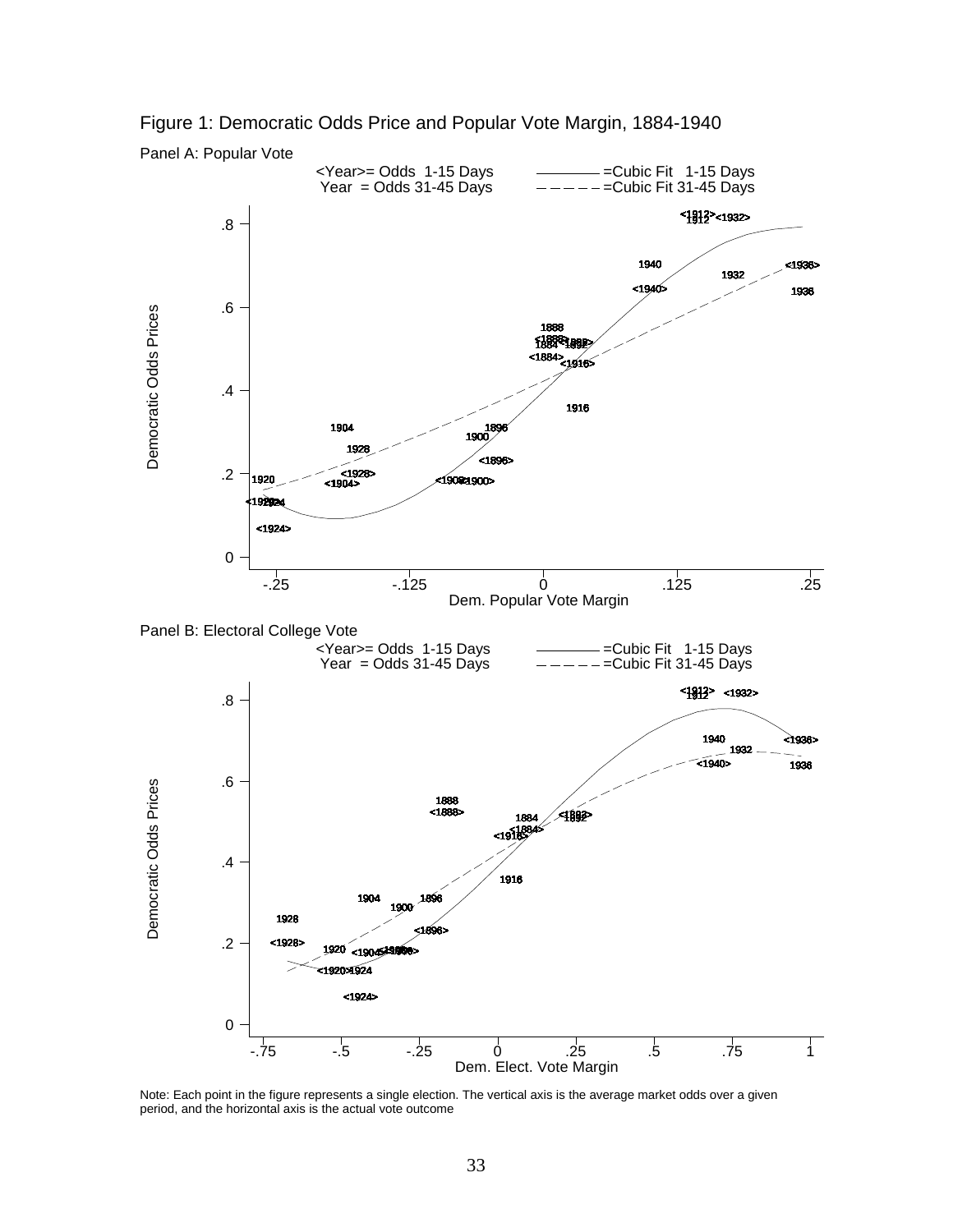Figure 1: Democratic Odds Price and Popular Vote Margin, 1884-1940

Panel A: Popular Vote

Panel B: Electoral College Vote

Note: Each point in the figure represents a single election. The vertical axis is the average market odds over a given period, and the horizontal axis is the actual vote outcome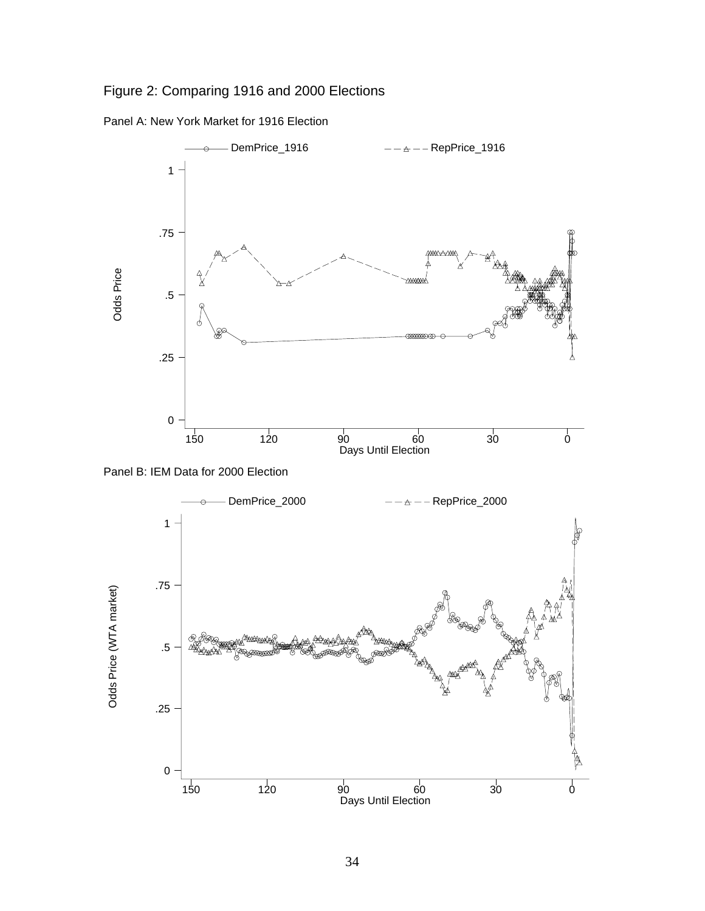Figure 2: Comparing 1916 and 2000 Elections

Panel A: New York Market for 1916 Election

Panel B: IEM Data for 2000 Election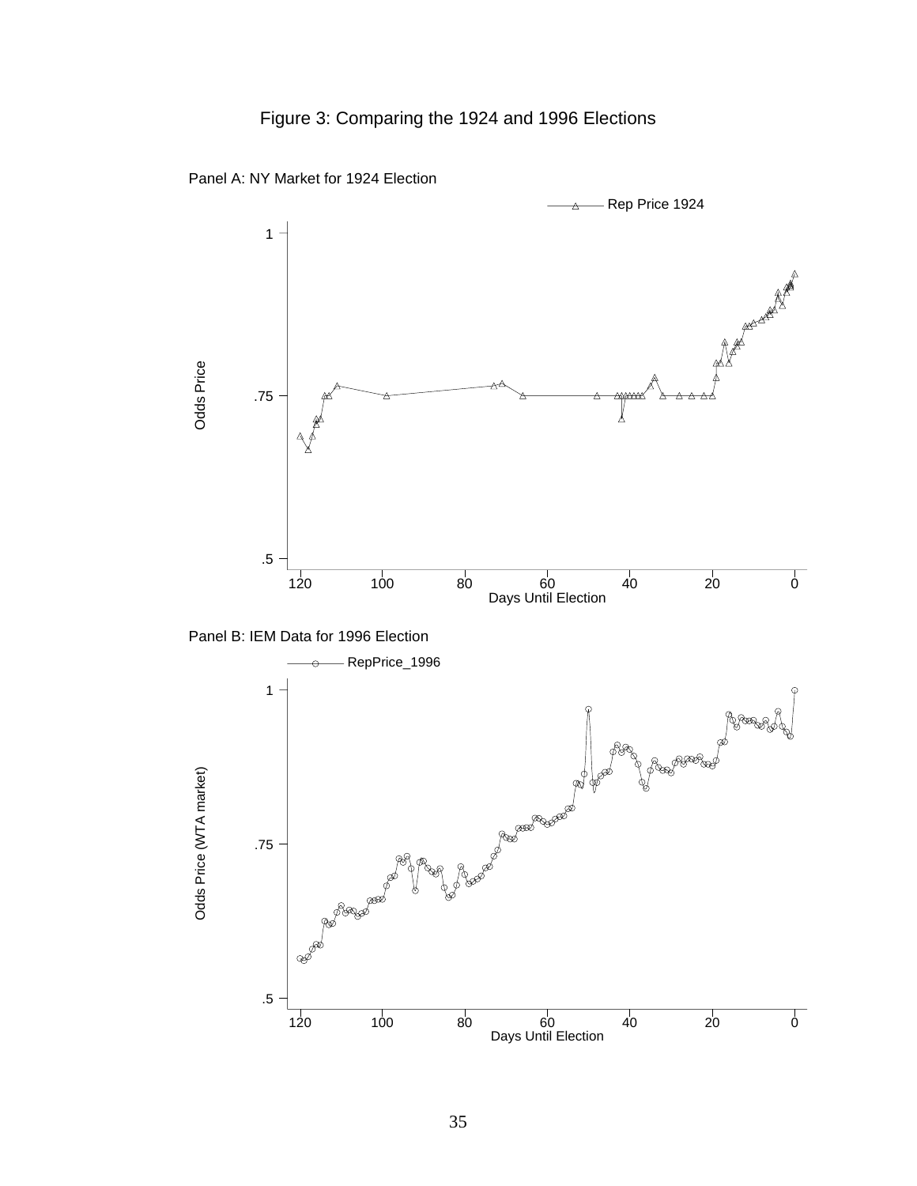# Figure 3: Comparing the 1924 and 1996 Elections

Panel A: NY Market for 1924 Election

Panel B: IEM Data for 1996 Election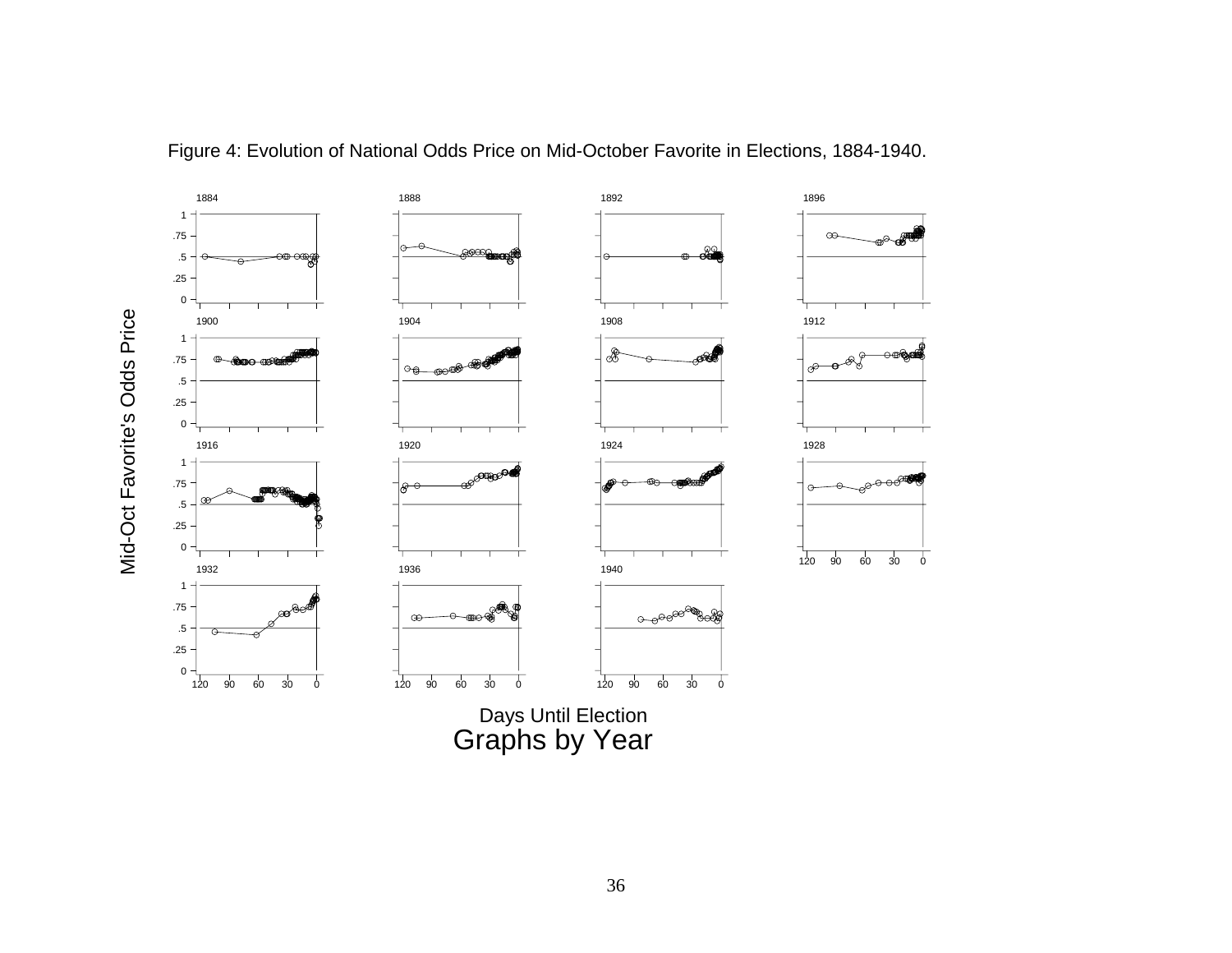Figure 4: Evolution of National Odds Price on Mid-October Favorite in Elections, 1884-1940.

Mid-Oct Favorite's Odds Price

Days Until Election

Graphs by Year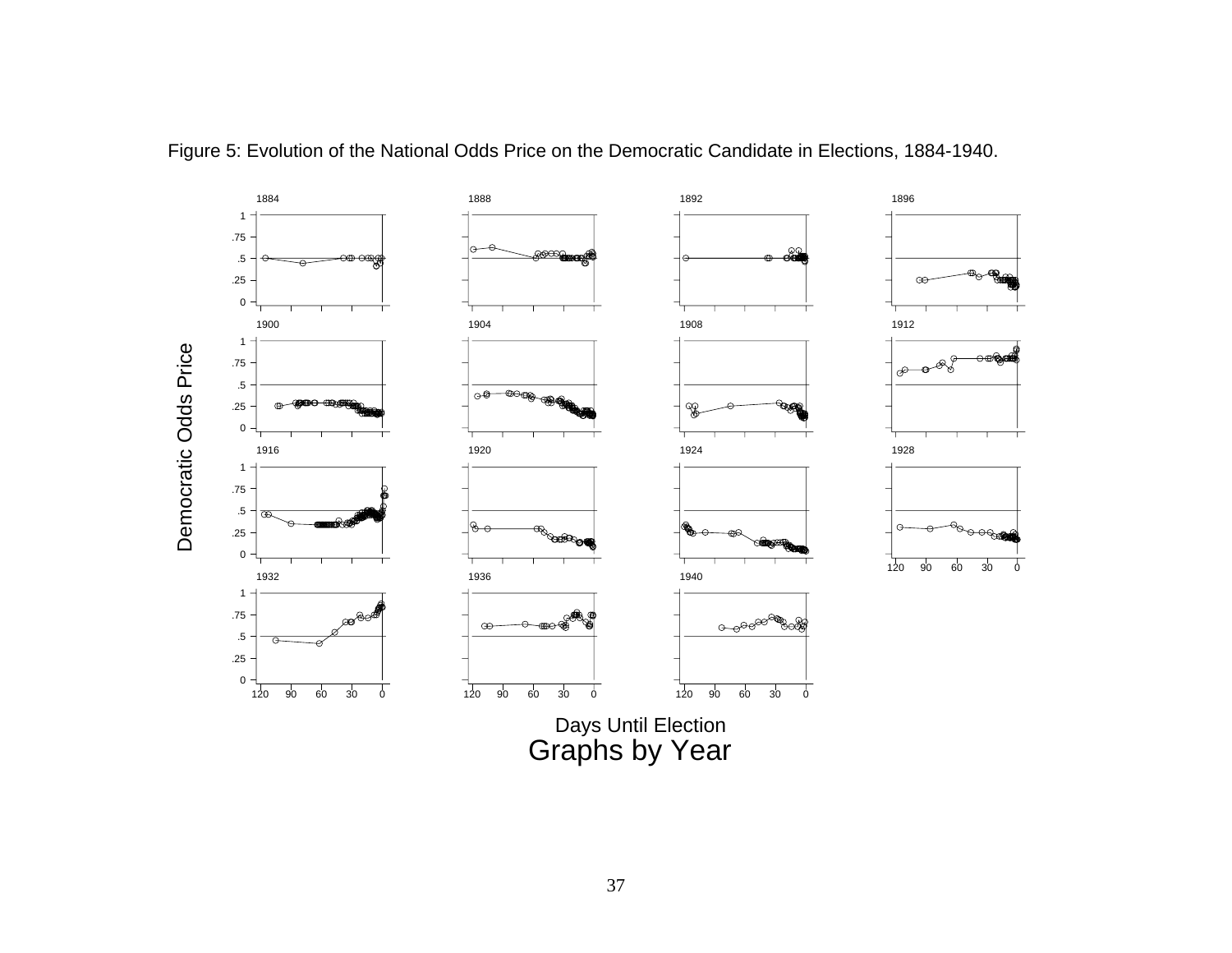Figure 5: Evolution of the National Odds Price on the Democratic Candidate in Elections, 1884-1940.

Democratic Odds Price

1884

1888

1892

1896

1900

1904

1908

1912

1916

1920

1924

1928

1932

1936

1940

0

.25

.5

.75

1

120 90 60 30 0

Days Until Election

Graphs by Year